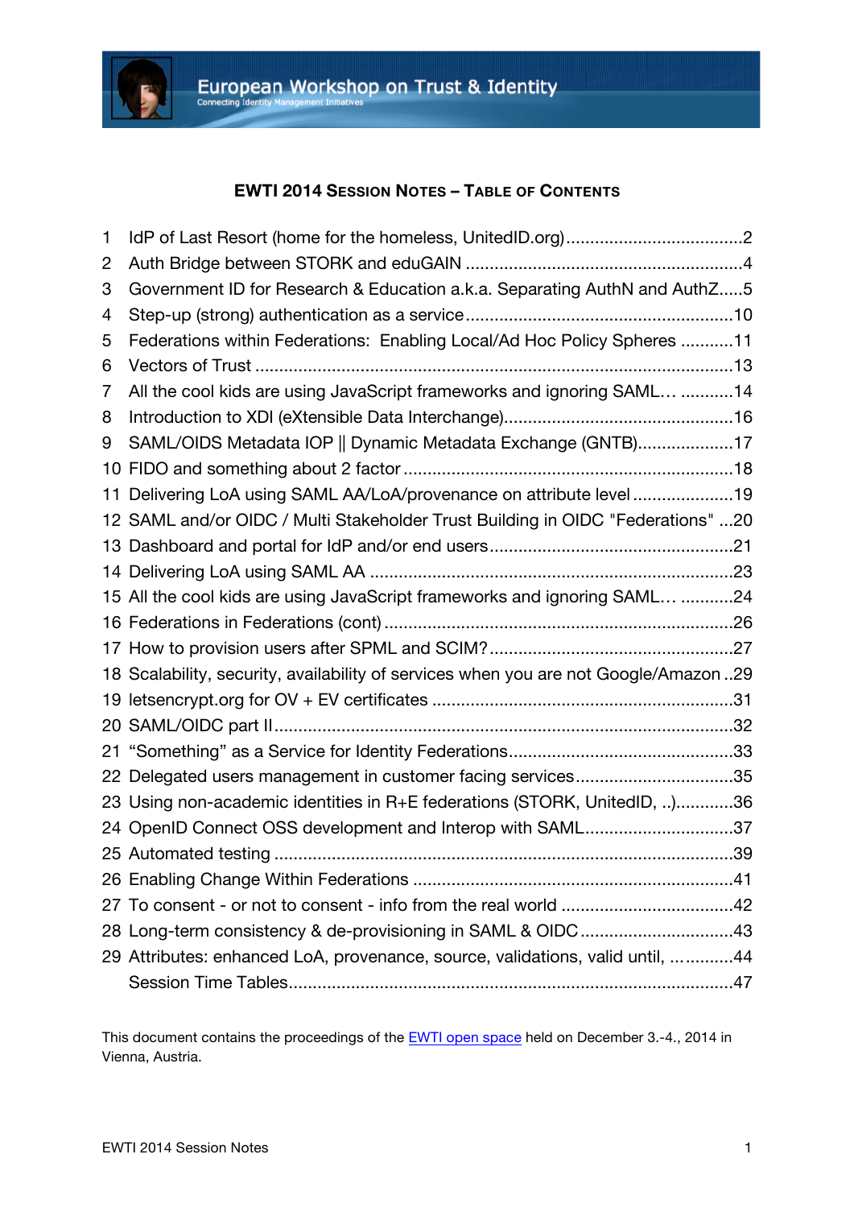European Workshop on Trust & Identity

Connecting Identity Management Initiatives

# EWTI 2014 Session Notes – Table of Contents

1 IdP of Last Resort (home for the homeless, UnitedID.org) ....................................2
2 Auth Bridge between STORK and eduGAIN .........................................................4
3 Government ID for Research & Education a.k.a. Separating AuthN and AuthZ.....5
4 Step-up (strong) authentication as a service .......................................................10
5 Federations within Federations: Enabling Local/Ad Hoc Policy Spheres ...........11
6 Vectors of Trust ...................................................................................................13
7 All the cool kids are using JavaScript frameworks and ignoring SAML… ...........14
8 Introduction to XDI (eXtensible Data Interchange)...............................................16
9 SAML/OIDS Metadata IOP || Dynamic Metadata Exchange (GNTB)....................17
10 FIDO and something about 2 factor ....................................................................18
11 Delivering LoA using SAML AA/LoA/provenance on attribute level .....................19
12 SAML and/or OIDC / Multi Stakeholder Trust Building in OIDC "Federations" ...20
13 Dashboard and portal for IdP and/or end users..................................................21
14 Delivering LoA using SAML AA ...........................................................................23
15 All the cool kids are using JavaScript frameworks and ignoring SAML… ...........24
16 Federations in Federations (cont) .......................................................................26
17 How to provision users after SPML and SCIM? ...................................................27
18 Scalability, security, availability of services when you are not Google/Amazon ..29
19 letsencrypt.org for OV + EV certificates ..............................................................31
20 SAML/OIDC part II...............................................................................................32
21 “Something” as a Service for Identity Federations...............................................33
22 Delegated users management in customer facing services.................................35
23 Using non-academic identities in R+E federations (STORK, UnitedID, ..)............36
24 OpenID Connect OSS development and Interop with SAML...............................37
25 Automated testing ...............................................................................................39
26 Enabling Change Within Federations ..................................................................41
27 To consent - or not to consent - info from the real world ....................................42
28 Long-term consistency & de-provisioning in SAML & OIDC................................43
29 Attributes: enhanced LoA, provenance, source, validations, valid until, ............44
Session Time Tables............................................................................................47

This document contains the proceedings of the EWTI open space held on December 3.-4., 2014 in Vienna, Austria.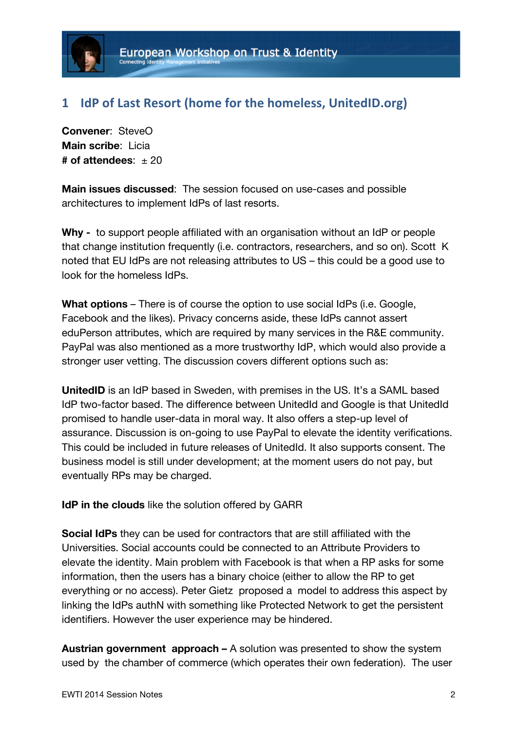# 1 IdP of Last Resort (home for the homeless, UnitedID.org)

**Convener**: SteveO
**Main scribe**: Licia
**# of attendees**: ± 20

**Main issues discussed**: The session focused on use-cases and possible architectures to implement IdPs of last resorts.

**Why -** to support people affiliated with an organisation without an IdP or people that change institution frequently (i.e. contractors, researchers, and so on). Scott K noted that EU IdPs are not releasing attributes to US – this could be a good use to look for the homeless IdPs.

**What options** – There is of course the option to use social IdPs (i.e. Google, Facebook and the likes). Privacy concerns aside, these IdPs cannot assert eduPerson attributes, which are required by many services in the R&E community. PayPal was also mentioned as a more trustworthy IdP, which would also provide a stronger user vetting. The discussion covers different options such as:

**UnitedID** is an IdP based in Sweden, with premises in the US. It's a SAML based IdP two-factor based. The difference between UnitedId and Google is that UnitedId promised to handle user-data in moral way. It also offers a step-up level of assurance. Discussion is on-going to use PayPal to elevate the identity verifications. This could be included in future releases of UnitedId. It also supports consent. The business model is still under development; at the moment users do not pay, but eventually RPs may be charged.

**IdP in the clouds** like the solution offered by GARR

**Social IdPs** they can be used for contractors that are still affiliated with the Universities. Social accounts could be connected to an Attribute Providers to elevate the identity. Main problem with Facebook is that when a RP asks for some information, then the users has a binary choice (either to allow the RP to get everything or no access). Peter Gietz proposed a model to address this aspect by linking the IdPs authN with something like Protected Network to get the persistent identifiers. However the user experience may be hindered.

**Austrian government approach –** A solution was presented to show the system used by the chamber of commerce (which operates their own federation). The user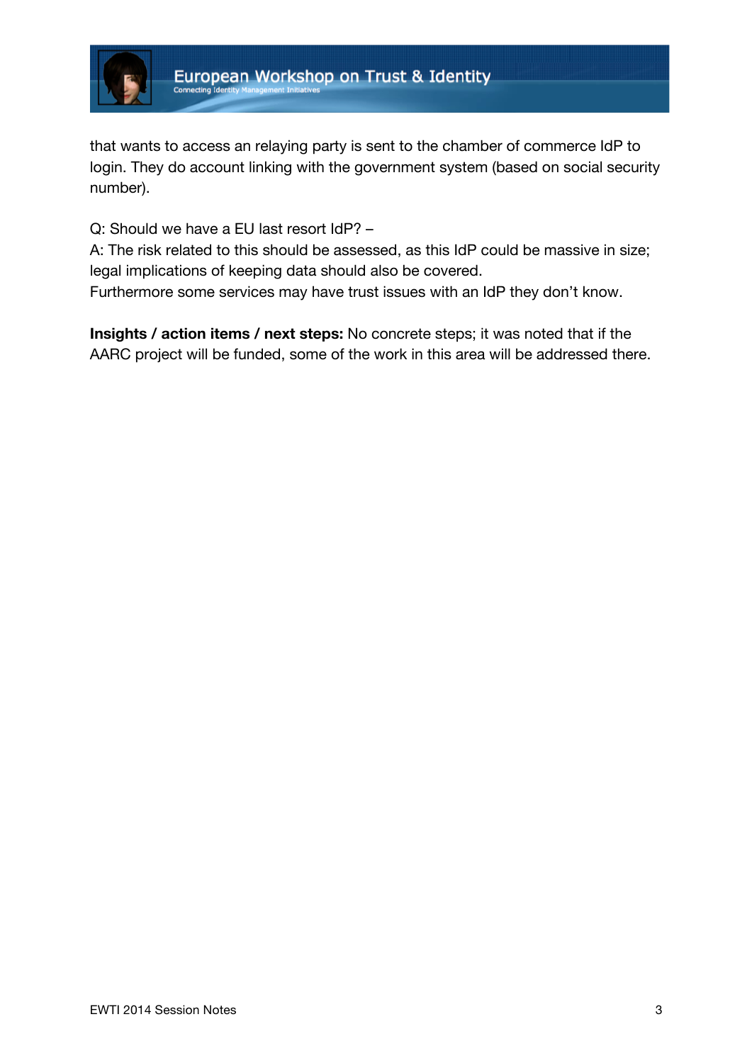that wants to access an relaying party is sent to the chamber of commerce IdP to login. They do account linking with the government system (based on social security number).

Q: Should we have a EU last resort IdP? –
A: The risk related to this should be assessed, as this IdP could be massive in size; legal implications of keeping data should also be covered.
Furthermore some services may have trust issues with an IdP they don't know.

**Insights / action items / next steps:** No concrete steps; it was noted that if the AARC project will be funded, some of the work in this area will be addressed there.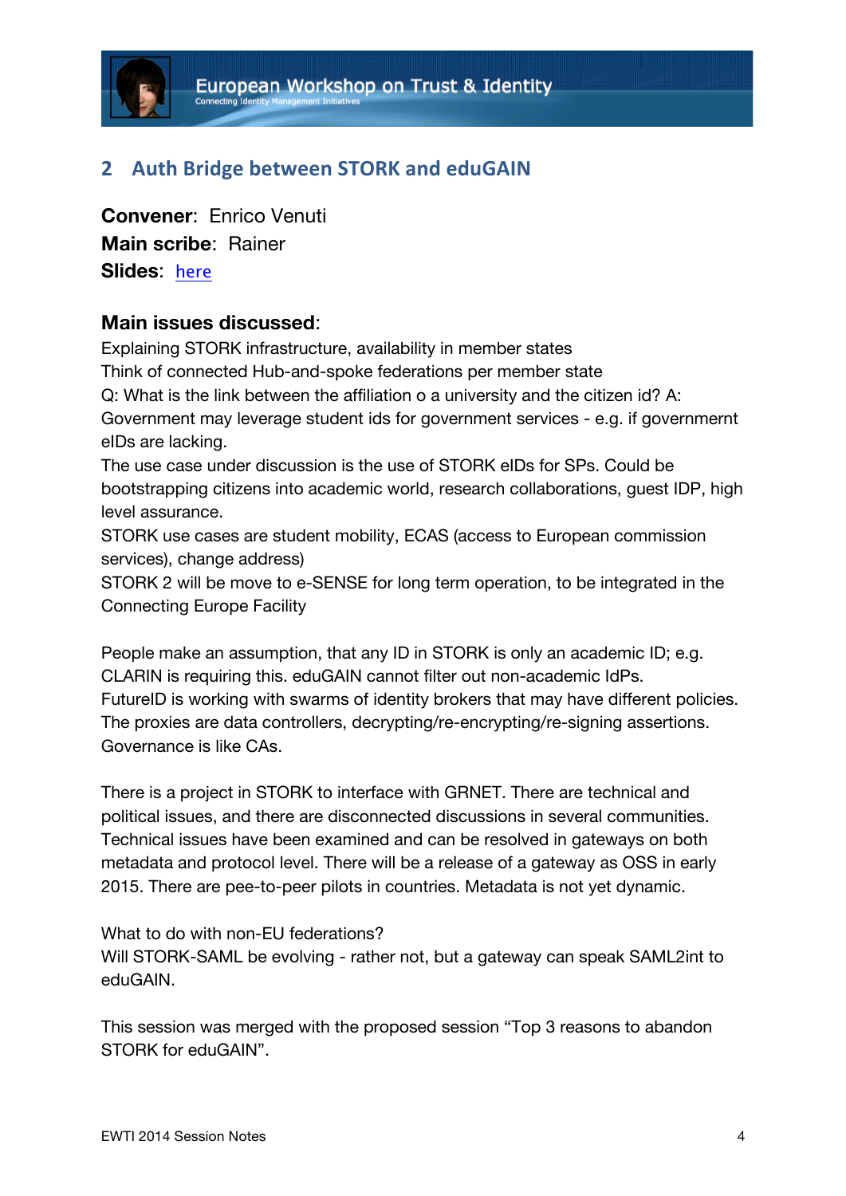## 2 Auth Bridge between STORK and eduGAIN

**Convener**: Enrico Venuti
**Main scribe**: Rainer
**Slides**: here

### Main issues discussed:

Explaining STORK infrastructure, availability in member states
Think of connected Hub-and-spoke federations per member state
Q: What is the link between the affiliation o a university and the citizen id? A: Government may leverage student ids for government services - e.g. if governmernt eIDs are lacking.
The use case under discussion is the use of STORK eIDs for SPs. Could be bootstrapping citizens into academic world, research collaborations, guest IDP, high level assurance.
STORK use cases are student mobility, ECAS (access to European commission services), change address)
STORK 2 will be move to e-SENSE for long term operation, to be integrated in the Connecting Europe Facility

People make an assumption, that any ID in STORK is only an academic ID; e.g. CLARIN is requiring this. eduGAIN cannot filter out non-academic IdPs.
FutureID is working with swarms of identity brokers that may have different policies. The proxies are data controllers, decrypting/re-encrypting/re-signing assertions. Governance is like CAs.

There is a project in STORK to interface with GRNET. There are technical and political issues, and there are disconnected discussions in several communities. Technical issues have been examined and can be resolved in gateways on both metadata and protocol level. There will be a release of a gateway as OSS in early 2015. There are pee-to-peer pilots in countries. Metadata is not yet dynamic.

What to do with non-EU federations?
Will STORK-SAML be evolving - rather not, but a gateway can speak SAML2int to eduGAIN.

This session was merged with the proposed session “Top 3 reasons to abandon STORK for eduGAIN”.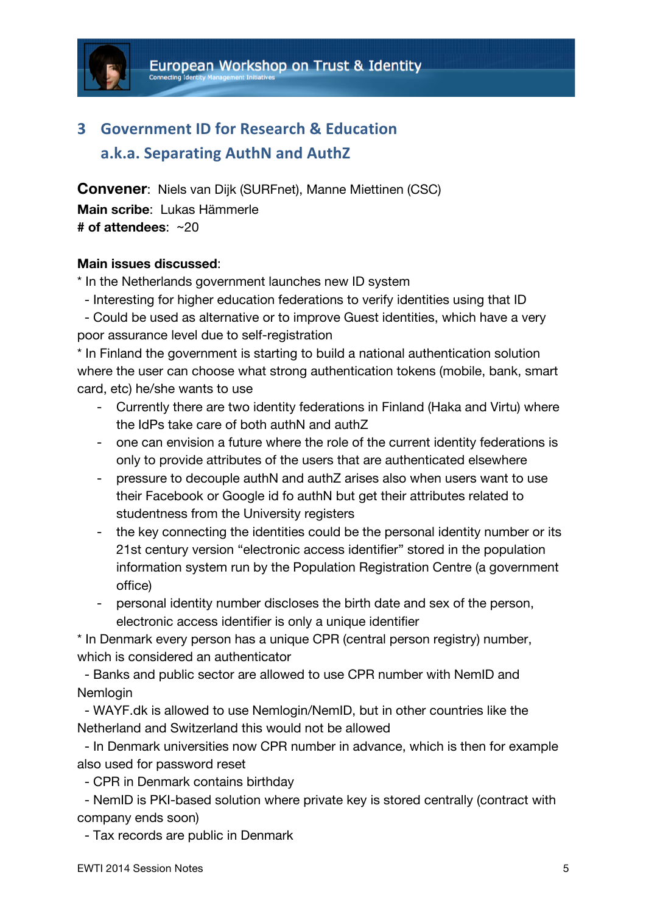## 3 Government ID for Research & Education a.k.a. Separating AuthN and AuthZ

**Convener**: Niels van Dijk (SURFnet), Manne Miettinen (CSC)
**Main scribe**: Lukas Hämmerle
**# of attendees**: ~20

**Main issues discussed**:

* In the Netherlands government launches new ID system
  - Interesting for higher education federations to verify identities using that ID
  - Could be used as alternative or to improve Guest identities, which have a very poor assurance level due to self-registration
* In Finland the government is starting to build a national authentication solution where the user can choose what strong authentication tokens (mobile, bank, smart card, etc) he/she wants to use
  - Currently there are two identity federations in Finland (Haka and Virtu) where the IdPs take care of both authN and authZ
  - one can envision a future where the role of the current identity federations is only to provide attributes of the users that are authenticated elsewhere
  - pressure to decouple authN and authZ arises also when users want to use their Facebook or Google id fo authN but get their attributes related to studentness from the University registers
  - the key connecting the identities could be the personal identity number or its 21st century version "electronic access identifier" stored in the population information system run by the Population Registration Centre (a government office)
  - personal identity number discloses the birth date and sex of the person, electronic access identifier is only a unique identifier
* In Denmark every person has a unique CPR (central person registry) number, which is considered an authenticator
  - Banks and public sector are allowed to use CPR number with NemID and Nemlogin
  - WAYF.dk is allowed to use Nemlogin/NemID, but in other countries like the Netherland and Switzerland this would not be allowed
  - In Denmark universities now CPR number in advance, which is then for example also used for password reset
  - CPR in Denmark contains birthday
  - NemID is PKI-based solution where private key is stored centrally (contract with company ends soon)
  - Tax records are public in Denmark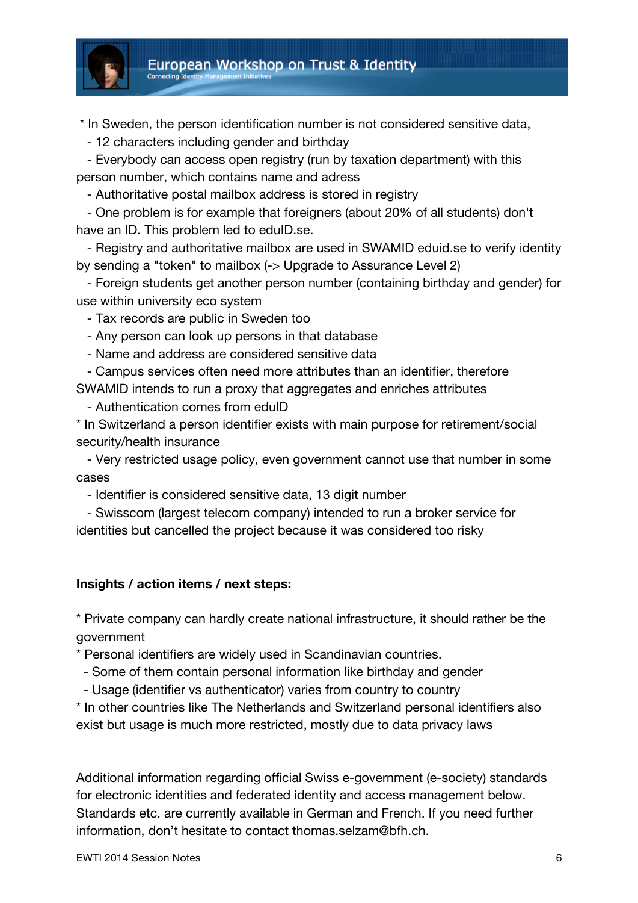* In Sweden, the person identification number is not considered sensitive data,
  - 12 characters including gender and birthday
  - Everybody can access open registry (run by taxation department) with this person number, which contains name and adress
  - Authoritative postal mailbox address is stored in registry
  - One problem is for example that foreigners (about 20% of all students) don't have an ID. This problem led to eduID.se.
  - Registry and authoritative mailbox are used in SWAMID eduid.se to verify identity by sending a "token" to mailbox (-> Upgrade to Assurance Level 2)
  - Foreign students get another person number (containing birthday and gender) for use within university eco system
  - Tax records are public in Sweden too
  - Any person can look up persons in that database
  - Name and address are considered sensitive data
  - Campus services often need more attributes than an identifier, therefore SWAMID intends to run a proxy that aggregates and enriches attributes
  - Authentication comes from eduID
* In Switzerland a person identifier exists with main purpose for retirement/social security/health insurance
  - Very restricted usage policy, even government cannot use that number in some cases
  - Identifier is considered sensitive data, 13 digit number
  - Swisscom (largest telecom company) intended to run a broker service for identities but cancelled the project because it was considered too risky

**Insights / action items / next steps:**

* Private company can hardly create national infrastructure, it should rather be the government
* Personal identifiers are widely used in Scandinavian countries.
  - Some of them contain personal information like birthday and gender
  - Usage (identifier vs authenticator) varies from country to country
* In other countries like The Netherlands and Switzerland personal identifiers also exist but usage is much more restricted, mostly due to data privacy laws

Additional information regarding official Swiss e-government (e-society) standards for electronic identities and federated identity and access management below. Standards etc. are currently available in German and French. If you need further information, don't hesitate to contact thomas.selzam@bfh.ch.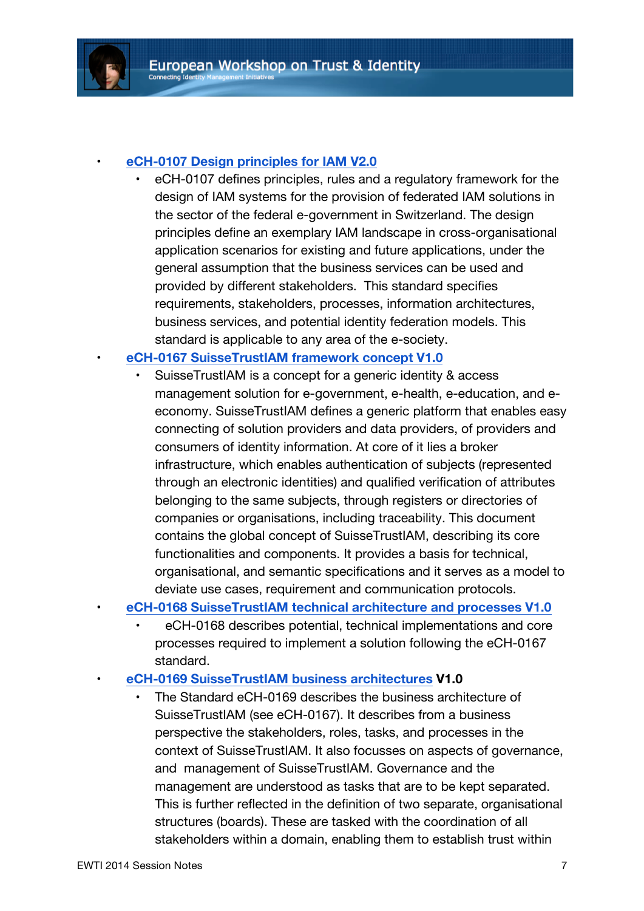- **eCH-0107 Design principles for IAM V2.0**
  - eCH-0107 defines principles, rules and a regulatory framework for the design of IAM systems for the provision of federated IAM solutions in the sector of the federal e-government in Switzerland. The design principles define an exemplary IAM landscape in cross-organisational application scenarios for existing and future applications, under the general assumption that the business services can be used and provided by different stakeholders. This standard specifies requirements, stakeholders, processes, information architectures, business services, and potential identity federation models. This standard is applicable to any area of the e-society.
- **eCH-0167 SuisseTrustIAM framework concept V1.0**
  - SuisseTrustIAM is a concept for a generic identity & access management solution for e-government, e-health, e-education, and e-economy. SuisseTrustIAM defines a generic platform that enables easy connecting of solution providers and data providers, of providers and consumers of identity information. At core of it lies a broker infrastructure, which enables authentication of subjects (represented through an electronic identities) and qualified verification of attributes belonging to the same subjects, through registers or directories of companies or organisations, including traceability. This document contains the global concept of SuisseTrustIAM, describing its core functionalities and components. It provides a basis for technical, organisational, and semantic specifications and it serves as a model to deviate use cases, requirement and communication protocols.
- **eCH-0168 SuisseTrustIAM technical architecture and processes V1.0**
  - eCH-0168 describes potential, technical implementations and core processes required to implement a solution following the eCH-0167 standard.
- **eCH-0169 SuisseTrustIAM business architectures V1.0**
  - The Standard eCH-0169 describes the business architecture of SuisseTrustIAM (see eCH-0167). It describes from a business perspective the stakeholders, roles, tasks, and processes in the context of SuisseTrustIAM. It also focusses on aspects of governance, and management of SuisseTrustIAM. Governance and the management are understood as tasks that are to be kept separated. This is further reflected in the definition of two separate, organisational structures (boards). These are tasked with the coordination of all stakeholders within a domain, enabling them to establish trust within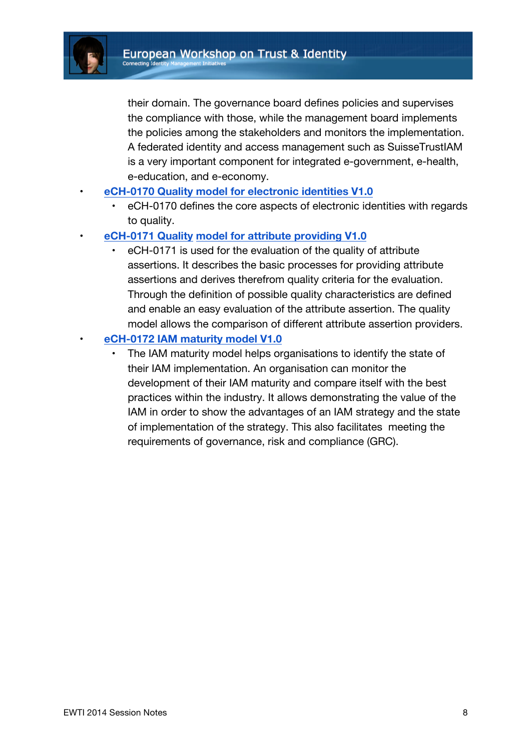their domain. The governance board defines policies and supervises the compliance with those, while the management board implements the policies among the stakeholders and monitors the implementation. A federated identity and access management such as SuisseTrustIAM is a very important component for integrated e-government, e-health, e-education, and e-economy.

- **eCH-0170 Quality model for electronic identities V1.0**
  - eCH-0170 defines the core aspects of electronic identities with regards to quality.
- **eCH-0171 Quality model for attribute providing V1.0**
  - eCH-0171 is used for the evaluation of the quality of attribute assertions. It describes the basic processes for providing attribute assertions and derives therefrom quality criteria for the evaluation. Through the definition of possible quality characteristics are defined and enable an easy evaluation of the attribute assertion. The quality model allows the comparison of different attribute assertion providers.
- **eCH-0172 IAM maturity model V1.0**
  - The IAM maturity model helps organisations to identify the state of their IAM implementation. An organisation can monitor the development of their IAM maturity and compare itself with the best practices within the industry. It allows demonstrating the value of the IAM in order to show the advantages of an IAM strategy and the state of implementation of the strategy. This also facilitates meeting the requirements of governance, risk and compliance (GRC).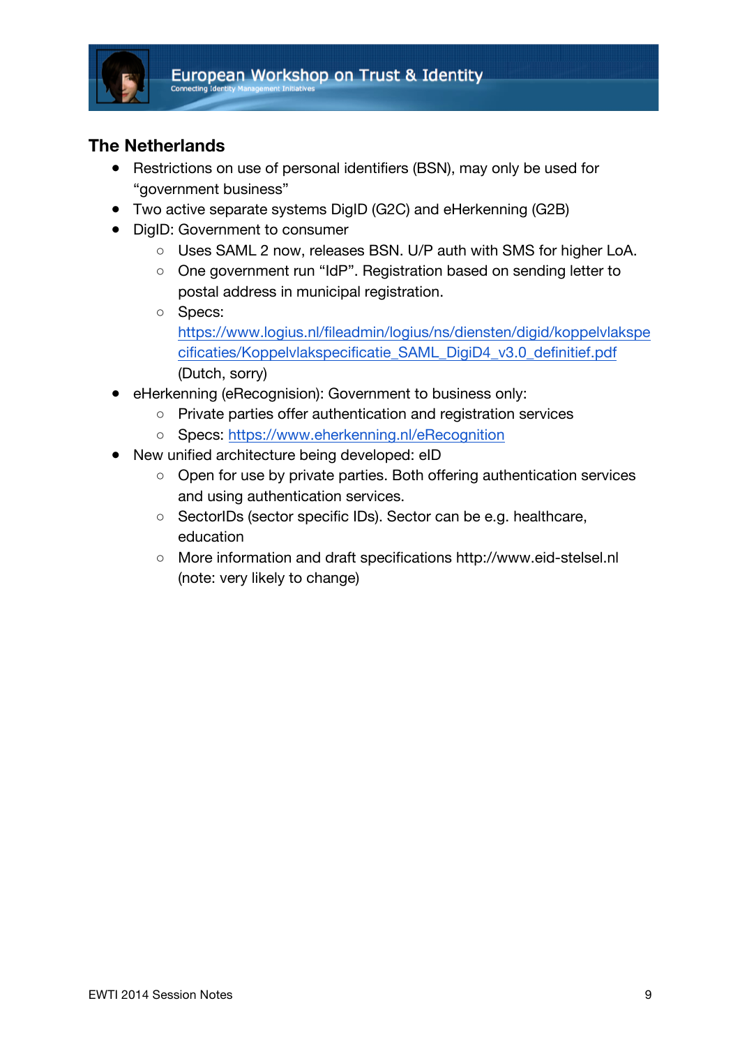## The Netherlands

- Restrictions on use of personal identifiers (BSN), may only be used for "government business"
- Two active separate systems DigID (G2C) and eHerkenning (G2B)
- DigID: Government to consumer
  - Uses SAML 2 now, releases BSN. U/P auth with SMS for higher LoA.
  - One government run "IdP". Registration based on sending letter to postal address in municipal registration.
  - Specs: https://www.logius.nl/fileadmin/logius/ns/diensten/digid/koppelvlakspecificaties/Koppelvlakspecificatie_SAML_DigiD4_v3.0_definitief.pdf (Dutch, sorry)
- eHerkenning (eRecognision): Government to business only:
  - Private parties offer authentication and registration services
  - Specs: https://www.eherkenning.nl/eRecognition
- New unified architecture being developed: eID
  - Open for use by private parties. Both offering authentication services and using authentication services.
  - SectorIDs (sector specific IDs). Sector can be e.g. healthcare, education
  - More information and draft specifications http://www.eid-stelsel.nl (note: very likely to change)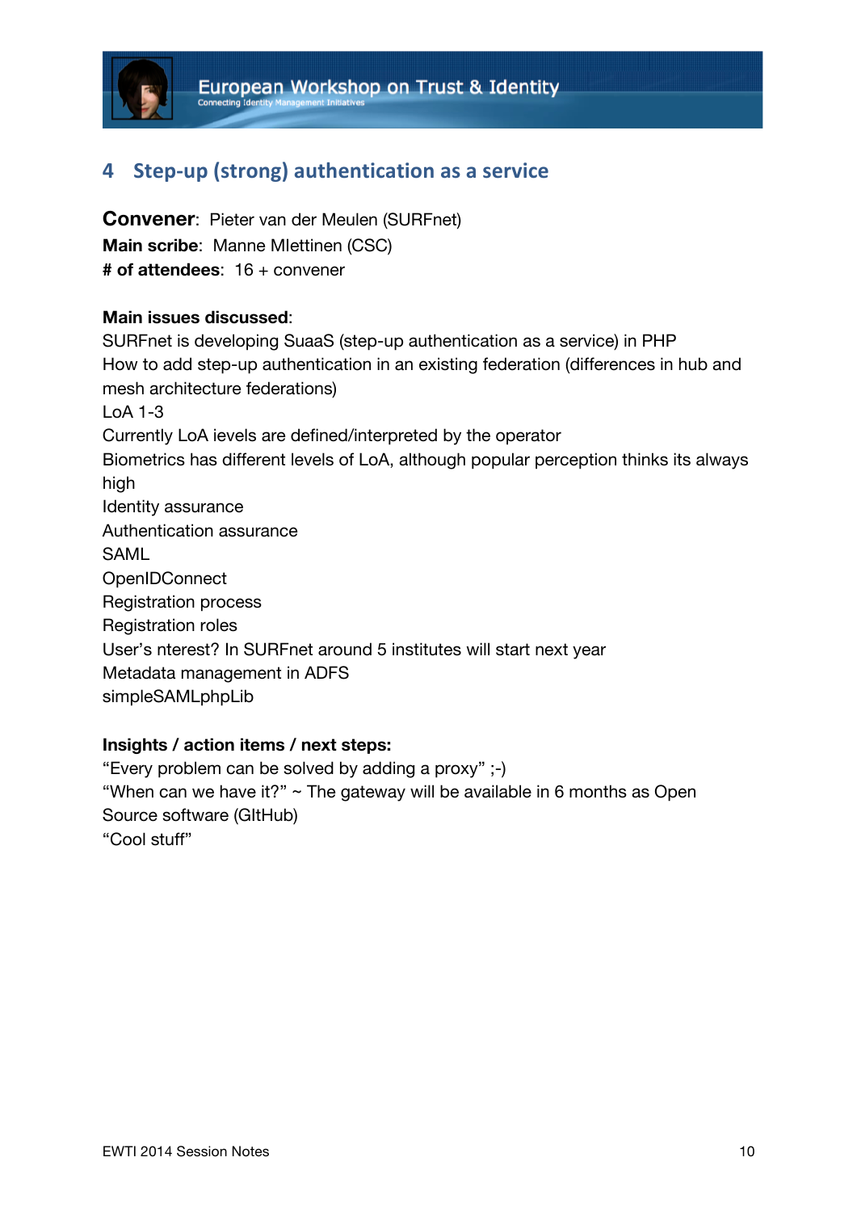## 4 Step-up (strong) authentication as a service

**Convener**: Pieter van der Meulen (SURFnet)
**Main scribe**: Manne MIettinen (CSC)
**# of attendees**: 16 + convener

**Main issues discussed**:
SURFnet is developing SuaaS (step-up authentication as a service) in PHP
How to add step-up authentication in an existing federation (differences in hub and mesh architecture federations)
LoA 1-3
Currently LoA ievels are defined/interpreted by the operator
Biometrics has different levels of LoA, although popular perception thinks its always high
Identity assurance
Authentication assurance
SAML
OpenIDConnect
Registration process
Registration roles
User's nterest? In SURFnet around 5 institutes will start next year
Metadata management in ADFS
simpleSAMLphpLib

**Insights / action items / next steps:**
"Every problem can be solved by adding a proxy" ;-)
"When can we have it?" ~ The gateway will be available in 6 months as Open Source software (GItHub)
"Cool stuff"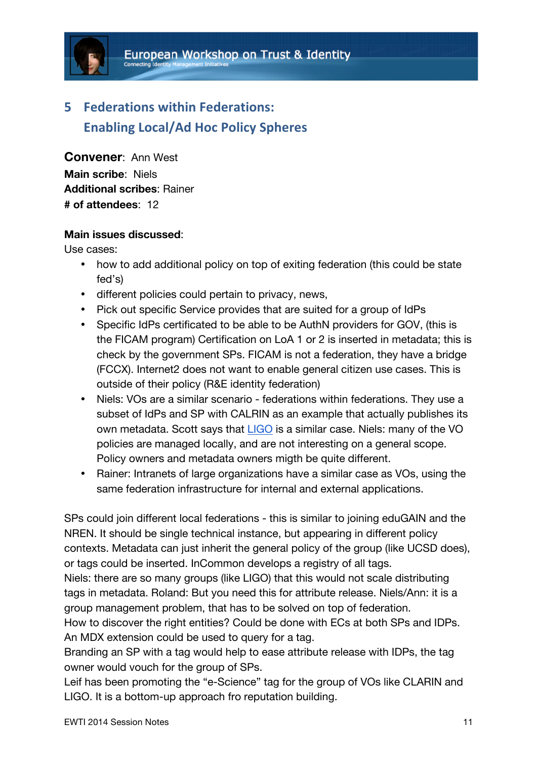## 5 Federations within Federations: Enabling Local/Ad Hoc Policy Spheres

**Convener**: Ann West
**Main scribe**: Niels
**Additional scribes**: Rainer
**# of attendees**: 12

**Main issues discussed**:
Use cases:

- how to add additional policy on top of exiting federation (this could be state fed's)
- different policies could pertain to privacy, news,
- Pick out specific Service provides that are suited for a group of IdPs
- Specific IdPs certificated to be able to be AuthN providers for GOV, (this is the FICAM program) Certification on LoA 1 or 2 is inserted in metadata; this is check by the government SPs. FICAM is not a federation, they have a bridge (FCCX). Internet2 does not want to enable general citizen use cases. This is outside of their policy (R&E identity federation)
- Niels: VOs are a similar scenario - federations within federations. They use a subset of IdPs and SP with CALRIN as an example that actually publishes its own metadata. Scott says that LIGO is a similar case. Niels: many of the VO policies are managed locally, and are not interesting on a general scope. Policy owners and metadata owners migth be quite different.
- Rainer: Intranets of large organizations have a similar case as VOs, using the same federation infrastructure for internal and external applications.

SPs could join different local federations - this is similar to joining eduGAIN and the NREN. It should be single technical instance, but appearing in different policy contexts. Metadata can just inherit the general policy of the group (like UCSD does), or tags could be inserted. InCommon develops a registry of all tags.
Niels: there are so many groups (like LIGO) that this would not scale distributing tags in metadata. Roland: But you need this for attribute release. Niels/Ann: it is a group management problem, that has to be solved on top of federation.
How to discover the right entities? Could be done with ECs at both SPs and IDPs. An MDX extension could be used to query for a tag.
Branding an SP with a tag would help to ease attribute release with IDPs, the tag owner would vouch for the group of SPs.
Leif has been promoting the "e-Science" tag for the group of VOs like CLARIN and LIGO. It is a bottom-up approach fro reputation building.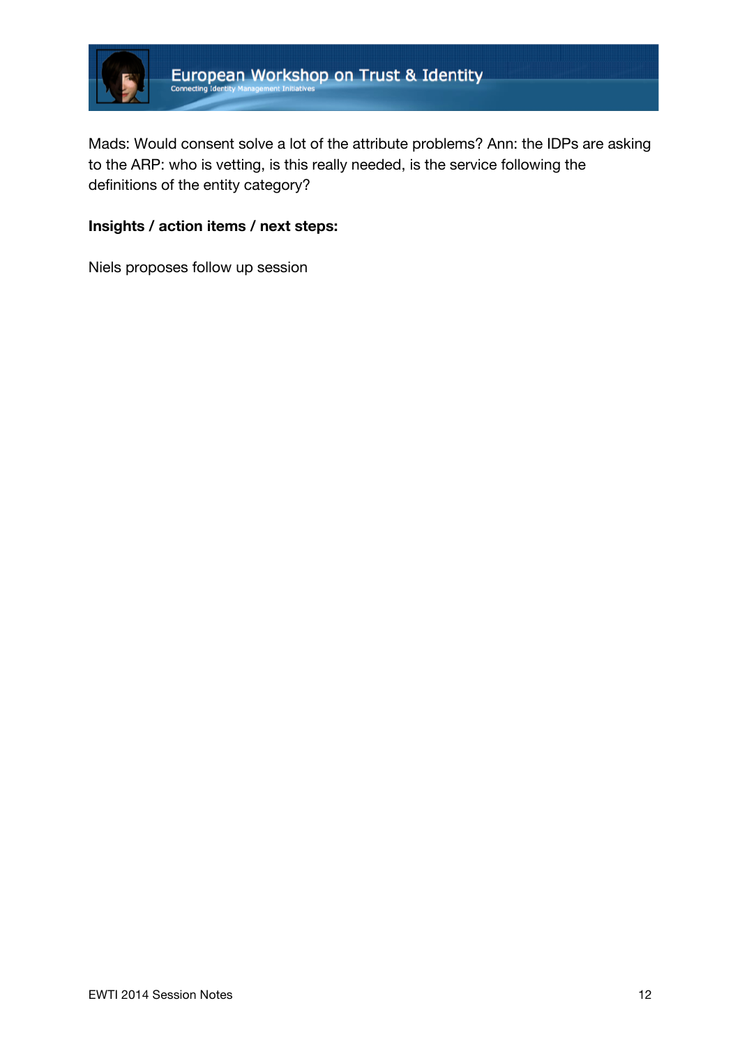Mads: Would consent solve a lot of the attribute problems? Ann: the IDPs are asking to the ARP: who is vetting, is this really needed, is the service following the definitions of the entity category?

**Insights / action items / next steps:**

Niels proposes follow up session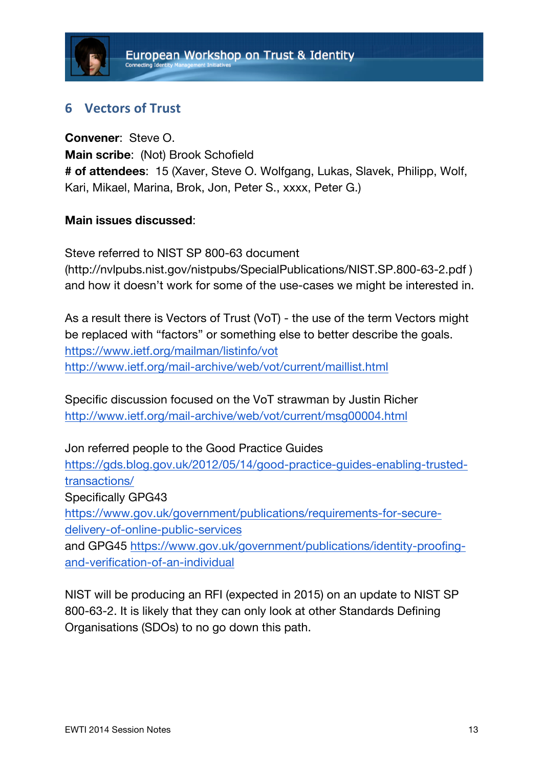## 6 Vectors of Trust

**Convener**: Steve O.
**Main scribe**: (Not) Brook Schofield
**# of attendees**: 15 (Xaver, Steve O. Wolfgang, Lukas, Slavek, Philipp, Wolf, Kari, Mikael, Marina, Brok, Jon, Peter S., xxxx, Peter G.)

**Main issues discussed**:

Steve referred to NIST SP 800-63 document (http://nvlpubs.nist.gov/nistpubs/SpecialPublications/NIST.SP.800-63-2.pdf ) and how it doesn't work for some of the use-cases we might be interested in.

As a result there is Vectors of Trust (VoT) - the use of the term Vectors might be replaced with "factors" or something else to better describe the goals.
https://www.ietf.org/mailman/listinfo/vot
http://www.ietf.org/mail-archive/web/vot/current/maillist.html

Specific discussion focused on the VoT strawman by Justin Richer
http://www.ietf.org/mail-archive/web/vot/current/msg00004.html

Jon referred people to the Good Practice Guides
https://gds.blog.gov.uk/2012/05/14/good-practice-guides-enabling-trusted-transactions/
Specifically GPG43
https://www.gov.uk/government/publications/requirements-for-secure-delivery-of-online-public-services
and GPG45 https://www.gov.uk/government/publications/identity-proofing-and-verification-of-an-individual

NIST will be producing an RFI (expected in 2015) on an update to NIST SP 800-63-2. It is likely that they can only look at other Standards Defining Organisations (SDOs) to no go down this path.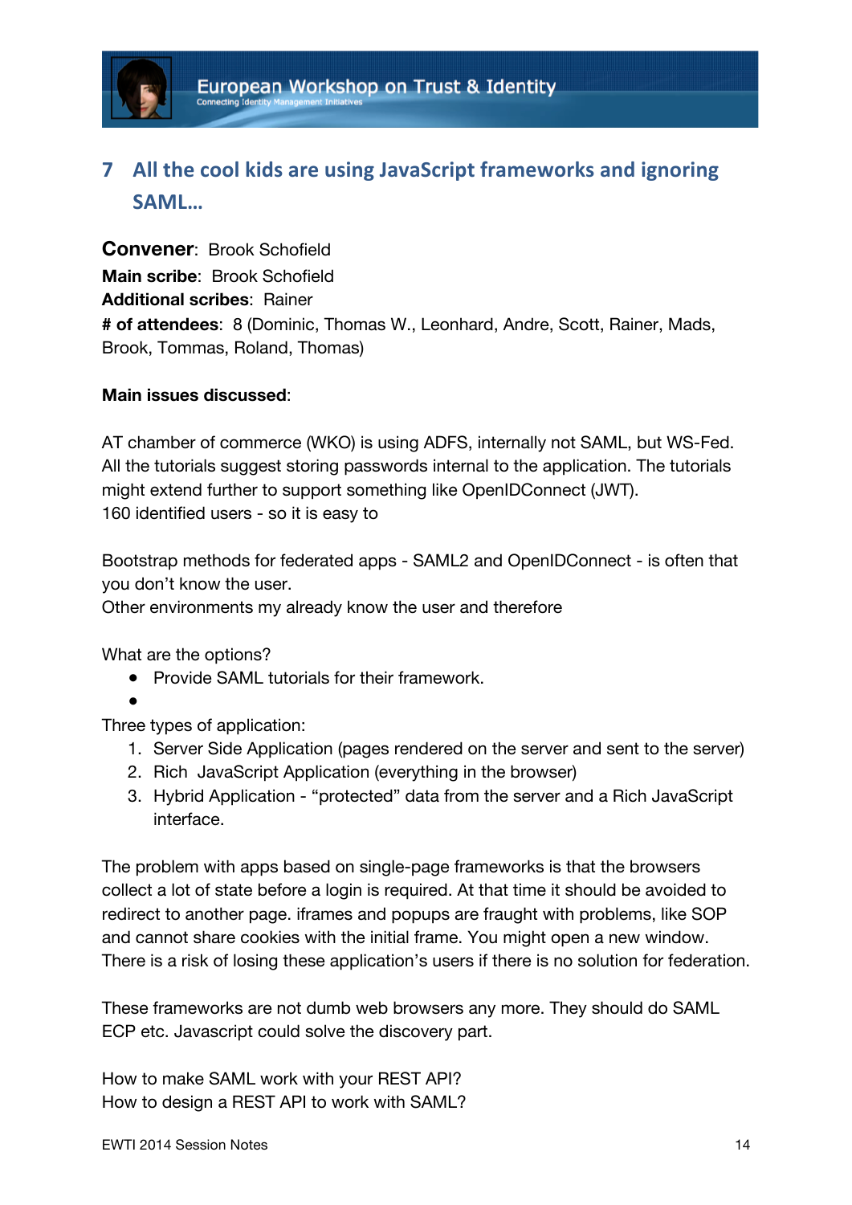## 7 All the cool kids are using JavaScript frameworks and ignoring SAML…

**Convener**: Brook Schofield
**Main scribe**: Brook Schofield
**Additional scribes**: Rainer
**# of attendees**: 8 (Dominic, Thomas W., Leonhard, Andre, Scott, Rainer, Mads, Brook, Tommas, Roland, Thomas)

**Main issues discussed**:

AT chamber of commerce (WKO) is using ADFS, internally not SAML, but WS-Fed. All the tutorials suggest storing passwords internal to the application. The tutorials might extend further to support something like OpenIDConnect (JWT).
160 identified users - so it is easy to

Bootstrap methods for federated apps - SAML2 and OpenIDConnect - is often that you don't know the user.
Other environments my already know the user and therefore

What are the options?

- Provide SAML tutorials for their framework.
- 

Three types of application:

1. Server Side Application (pages rendered on the server and sent to the server)
2. Rich JavaScript Application (everything in the browser)
3. Hybrid Application - "protected" data from the server and a Rich JavaScript interface.

The problem with apps based on single-page frameworks is that the browsers collect a lot of state before a login is required. At that time it should be avoided to redirect to another page. iframes and popups are fraught with problems, like SOP and cannot share cookies with the initial frame. You might open a new window. There is a risk of losing these application's users if there is no solution for federation.

These frameworks are not dumb web browsers any more. They should do SAML ECP etc. Javascript could solve the discovery part.

How to make SAML work with your REST API?
How to design a REST API to work with SAML?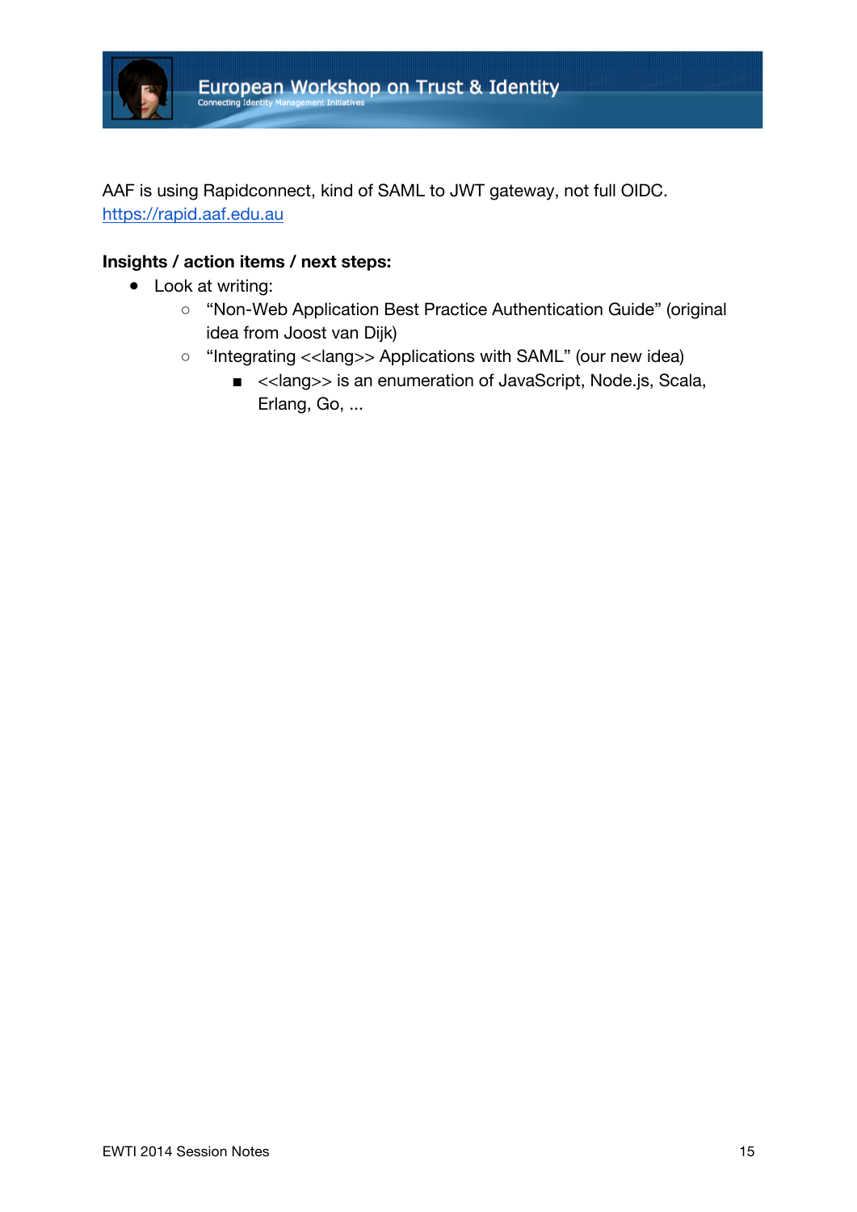AAF is using Rapidconnect, kind of SAML to JWT gateway, not full OIDC.
https://rapid.aaf.edu.au

**Insights / action items / next steps:**

- Look at writing:
    - "Non-Web Application Best Practice Authentication Guide" (original idea from Joost van Dijk)
    - "Integrating <<lang>> Applications with SAML" (our new idea)
        - <<lang>> is an enumeration of JavaScript, Node.js, Scala, Erlang, Go, ...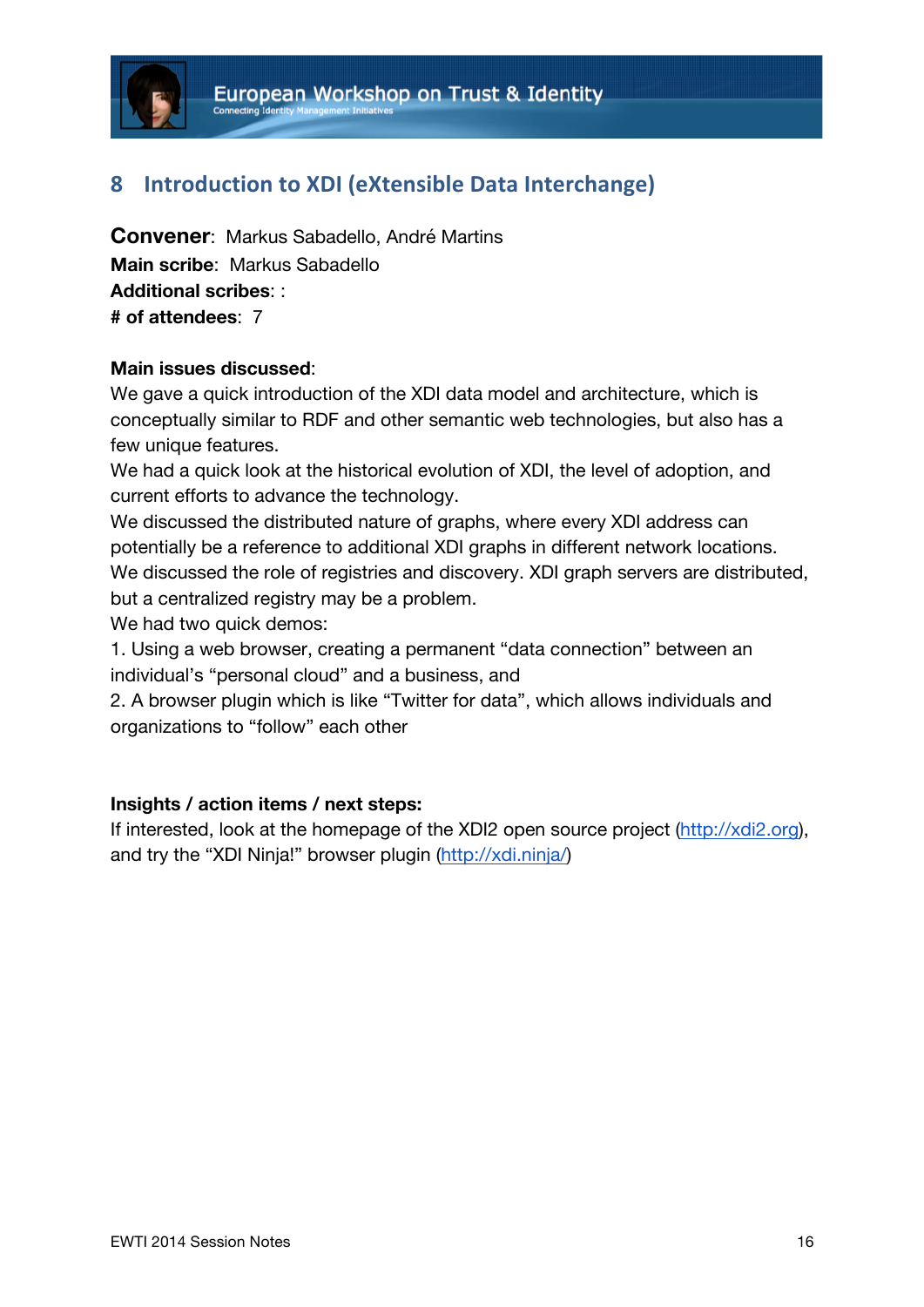## 8 Introduction to XDI (eXtensible Data Interchange)

**Convener**: Markus Sabadello, André Martins
**Main scribe**: Markus Sabadello
**Additional scribes**: :
**# of attendees**: 7

**Main issues discussed**:
We gave a quick introduction of the XDI data model and architecture, which is conceptually similar to RDF and other semantic web technologies, but also has a few unique features.
We had a quick look at the historical evolution of XDI, the level of adoption, and current efforts to advance the technology.
We discussed the distributed nature of graphs, where every XDI address can potentially be a reference to additional XDI graphs in different network locations.
We discussed the role of registries and discovery. XDI graph servers are distributed, but a centralized registry may be a problem.
We had two quick demos:
1. Using a web browser, creating a permanent "data connection" between an individual's "personal cloud" and a business, and
2. A browser plugin which is like "Twitter for data", which allows individuals and organizations to "follow" each other

**Insights / action items / next steps:**
If interested, look at the homepage of the XDI2 open source project (http://xdi2.org), and try the "XDI Ninja!" browser plugin (http://xdi.ninja/)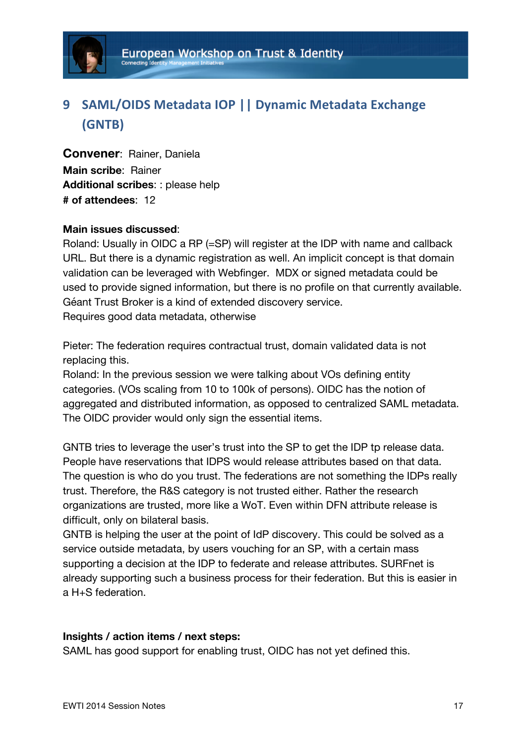## 9 SAML/OIDS Metadata IOP || Dynamic Metadata Exchange (GNTB)

**Convener**: Rainer, Daniela
**Main scribe**: Rainer
**Additional scribes**: : please help
**# of attendees**: 12

**Main issues discussed**:

Roland: Usually in OIDC a RP (=SP) will register at the IDP with name and callback URL. But there is a dynamic registration as well. An implicit concept is that domain validation can be leveraged with Webfinger. MDX or signed metadata could be used to provide signed information, but there is no profile on that currently available. Géant Trust Broker is a kind of extended discovery service.
Requires good data metadata, otherwise

Pieter: The federation requires contractual trust, domain validated data is not replacing this.
Roland: In the previous session we were talking about VOs defining entity categories. (VOs scaling from 10 to 100k of persons). OIDC has the notion of aggregated and distributed information, as opposed to centralized SAML metadata. The OIDC provider would only sign the essential items.

GNTB tries to leverage the user's trust into the SP to get the IDP tp release data. People have reservations that IDPS would release attributes based on that data. The question is who do you trust. The federations are not something the IDPs really trust. Therefore, the R&S category is not trusted either. Rather the research organizations are trusted, more like a WoT. Even within DFN attribute release is difficult, only on bilateral basis.
GNTB is helping the user at the point of IdP discovery. This could be solved as a service outside metadata, by users vouching for an SP, with a certain mass supporting a decision at the IDP to federate and release attributes. SURFnet is already supporting such a business process for their federation. But this is easier in a H+S federation.

**Insights / action items / next steps:**

SAML has good support for enabling trust, OIDC has not yet defined this.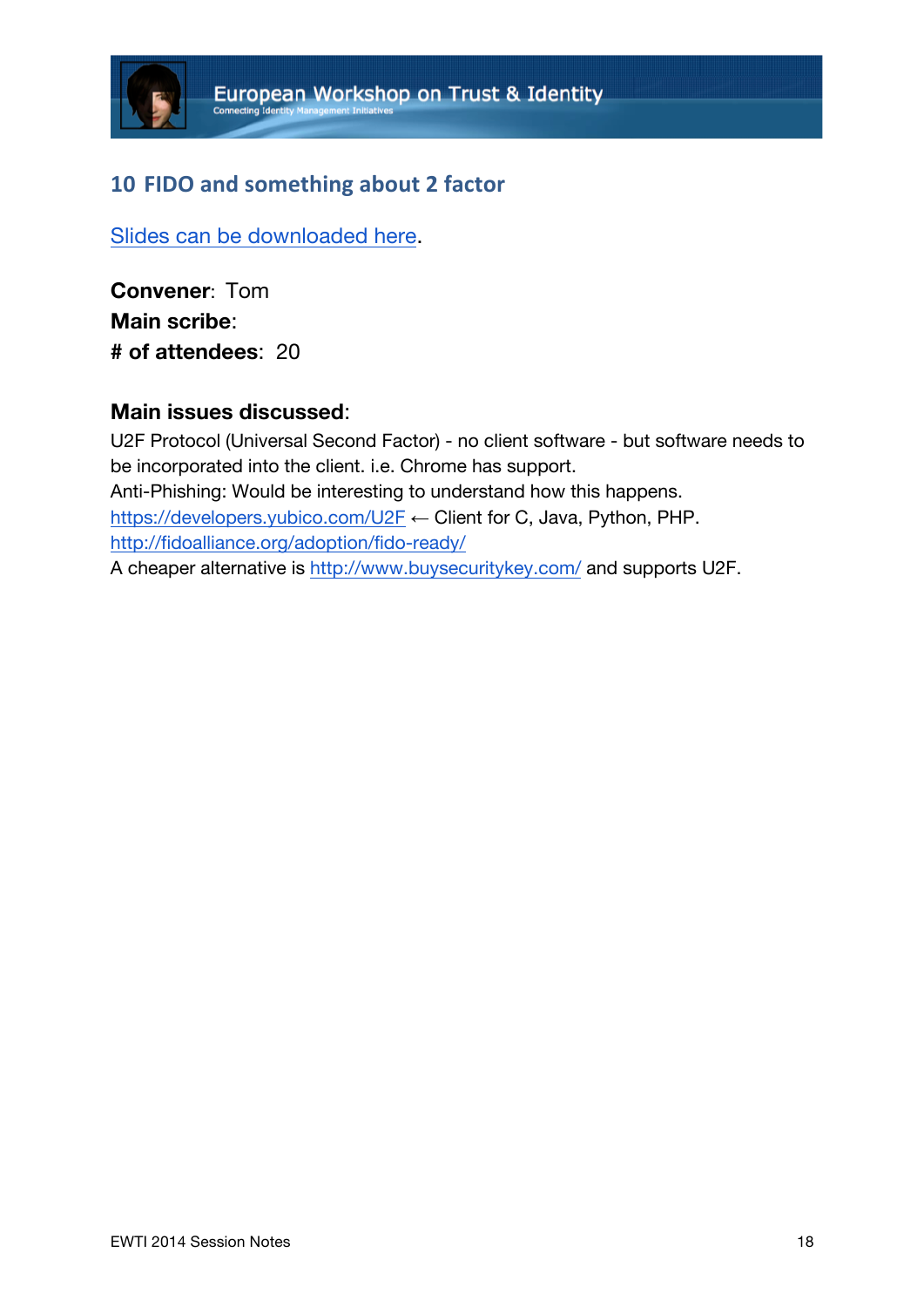## 10 FIDO and something about 2 factor

Slides can be downloaded here.

**Convener**: Tom
**Main scribe**:
**# of attendees**: 20

**Main issues discussed**:

U2F Protocol (Universal Second Factor) - no client software - but software needs to be incorporated into the client. i.e. Chrome has support.
Anti-Phishing: Would be interesting to understand how this happens.
https://developers.yubico.com/U2F ← Client for C, Java, Python, PHP.
http://fidoalliance.org/adoption/fido-ready/
A cheaper alternative is http://www.buysecuritykey.com/ and supports U2F.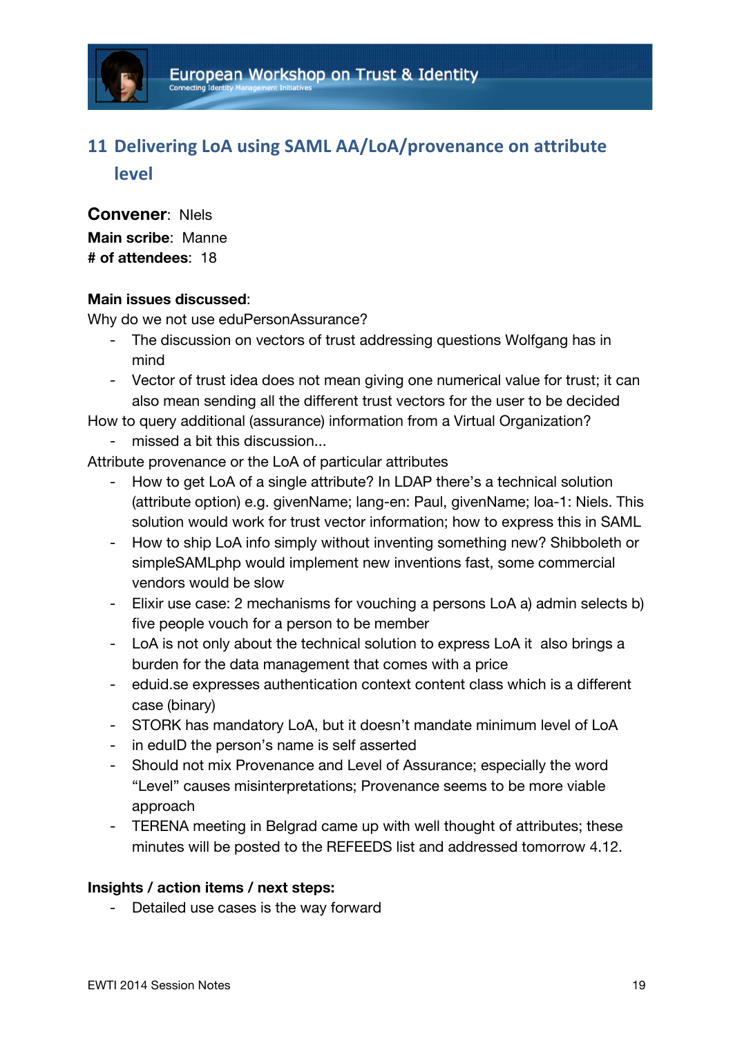## 11 Delivering LoA using SAML AA/LoA/provenance on attribute level

**Convener**: NIels
**Main scribe**: Manne
**# of attendees**: 18

**Main issues discussed**:

Why do we not use eduPersonAssurance?

- The discussion on vectors of trust addressing questions Wolfgang has in mind
- Vector of trust idea does not mean giving one numerical value for trust; it can also mean sending all the different trust vectors for the user to be decided

How to query additional (assurance) information from a Virtual Organization?

- missed a bit this discussion...

Attribute provenance or the LoA of particular attributes

- How to get LoA of a single attribute? In LDAP there's a technical solution (attribute option) e.g. givenName; lang-en: Paul, givenName; loa-1: Niels. This solution would work for trust vector information; how to express this in SAML
- How to ship LoA info simply without inventing something new? Shibboleth or simpleSAMLphp would implement new inventions fast, some commercial vendors would be slow
- Elixir use case: 2 mechanisms for vouching a persons LoA a) admin selects b) five people vouch for a person to be member
- LoA is not only about the technical solution to express LoA it also brings a burden for the data management that comes with a price
- eduid.se expresses authentication context content class which is a different case (binary)
- STORK has mandatory LoA, but it doesn't mandate minimum level of LoA
- in eduID the person's name is self asserted
- Should not mix Provenance and Level of Assurance; especially the word "Level" causes misinterpretations; Provenance seems to be more viable approach
- TERENA meeting in Belgrad came up with well thought of attributes; these minutes will be posted to the REFEEDS list and addressed tomorrow 4.12.

**Insights / action items / next steps:**

- Detailed use cases is the way forward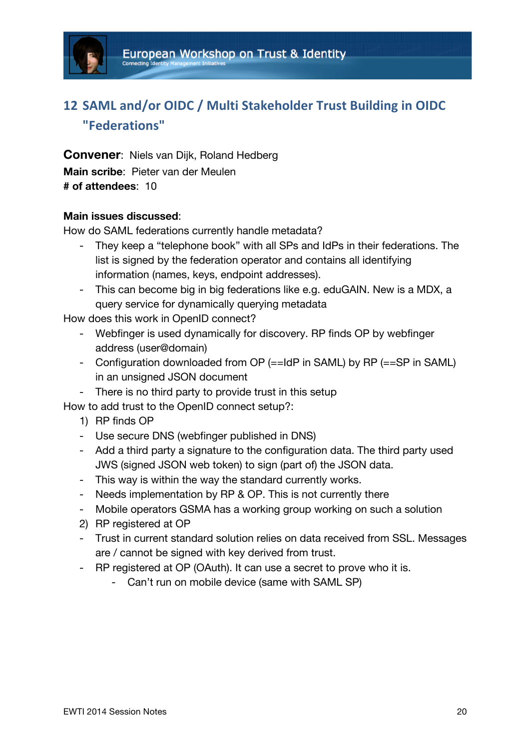## 12 SAML and/or OIDC / Multi Stakeholder Trust Building in OIDC "Federations"

**Convener**: Niels van Dijk, Roland Hedberg
**Main scribe**: Pieter van der Meulen
**# of attendees**: 10

**Main issues discussed**:

How do SAML federations currently handle metadata?

- They keep a "telephone book" with all SPs and IdPs in their federations. The list is signed by the federation operator and contains all identifying information (names, keys, endpoint addresses).
- This can become big in big federations like e.g. eduGAIN. New is a MDX, a query service for dynamically querying metadata

How does this work in OpenID connect?

- Webfinger is used dynamically for discovery. RP finds OP by webfinger address (user@domain)
- Configuration downloaded from OP (==IdP in SAML) by RP (==SP in SAML) in an unsigned JSON document
- There is no third party to provide trust in this setup

How to add trust to the OpenID connect setup?:

1) RP finds OP
   - Use secure DNS (webfinger published in DNS)
   - Add a third party a signature to the configuration data. The third party used JWS (signed JSON web token) to sign (part of) the JSON data.
   - This way is within the way the standard currently works.
   - Needs implementation by RP & OP. This is not currently there
   - Mobile operators GSMA has a working group working on such a solution
2) RP registered at OP
   - Trust in current standard solution relies on data received from SSL. Messages are / cannot be signed with key derived from trust.
   - RP registered at OP (OAuth). It can use a secret to prove who it is.
     - Can't run on mobile device (same with SAML SP)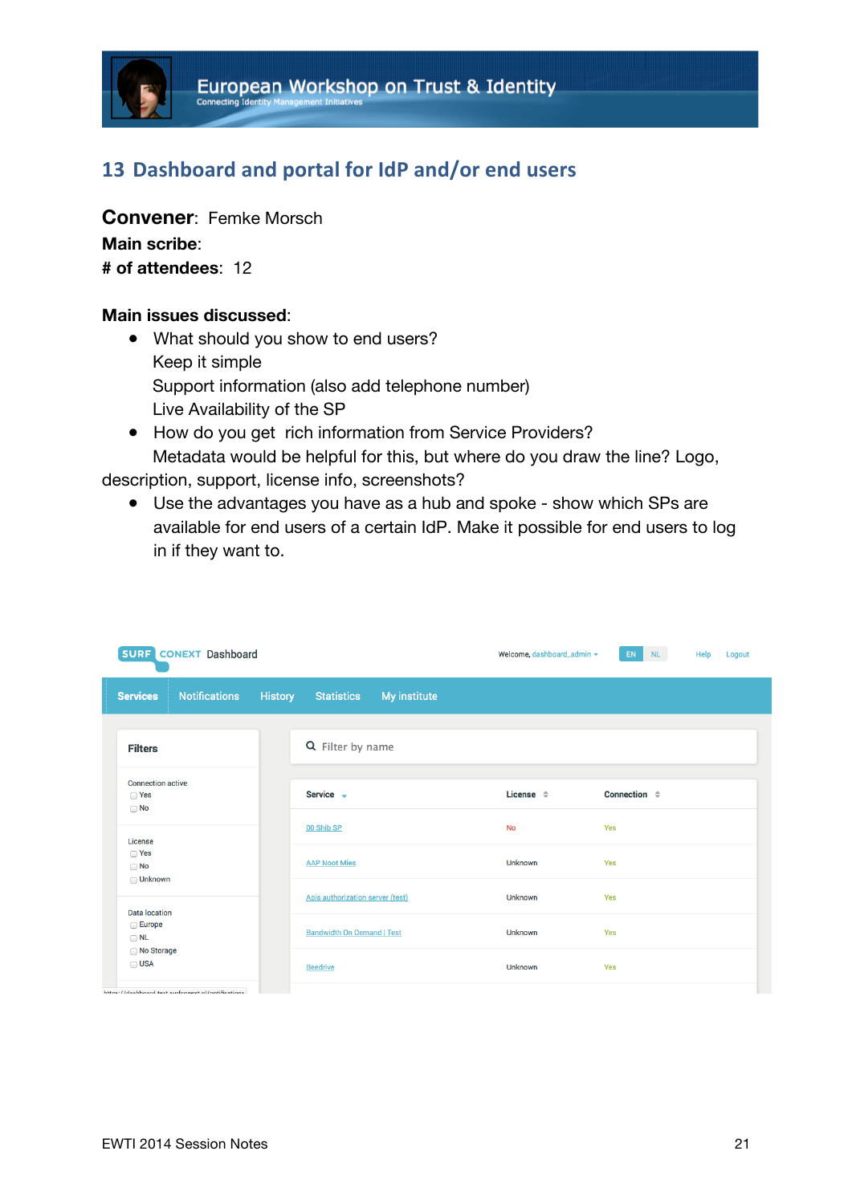## 13 Dashboard and portal for IdP and/or end users

**Convener**: Femke Morsch
**Main scribe**:
**# of attendees**: 12

**Main issues discussed**:

- What should you show to end users?
  Keep it simple
  Support information (also add telephone number)
  Live Availability of the SP
- How do you get rich information from Service Providers?
  Metadata would be helpful for this, but where do you draw the line? Logo, description, support, license info, screenshots?
- Use the advantages you have as a hub and spoke - show which SPs are available for end users of a certain IdP. Make it possible for end users to log in if they want to.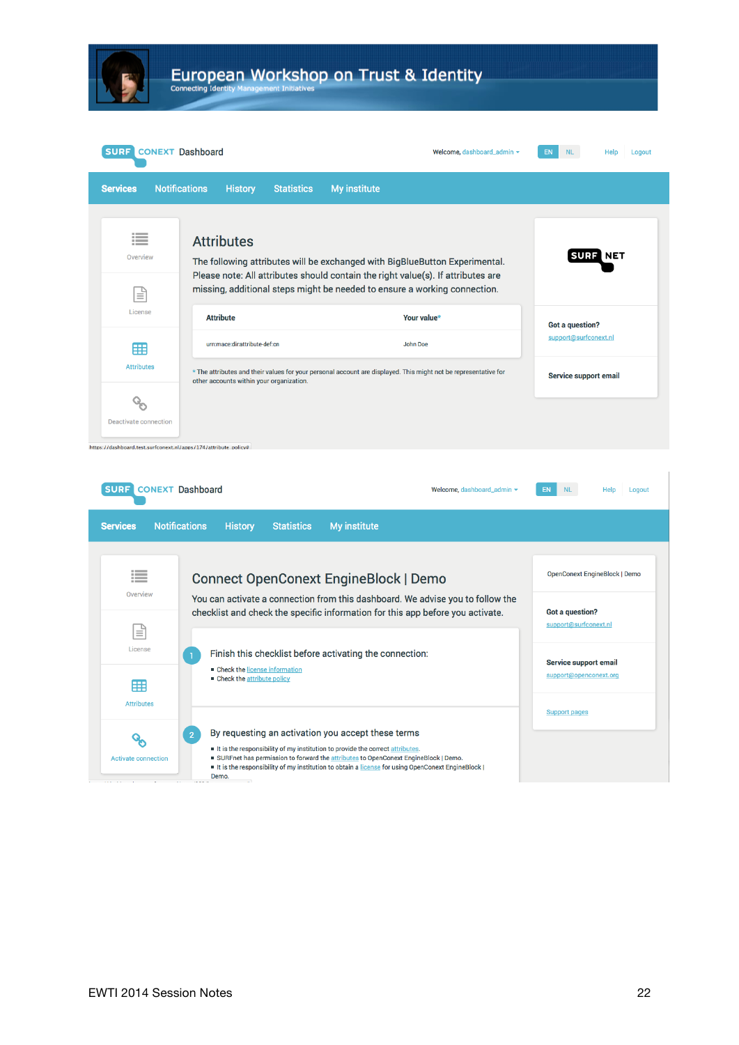# Attributes

The following attributes will be exchanged with BigBlueButton Experimental. Please note: All attributes should contain the right value(s). If attributes are missing, additional steps might be needed to ensure a working connection.

| Attribute | Your value* |
| --- | --- |
| urn:mace:dir:attribute-def:cn | John Doe |

* The attributes and their values for your personal account are displayed. This might not be representative for other accounts within your organization.

Got a question?
support@surfconext.nl

Service support email

# Connect OpenConext EngineBlock | Demo

You can activate a connection from this dashboard. We advise you to follow the checklist and check the specific information for this app before you activate.

1. Finish this checklist before activating the connection:
   - Check the license information
   - Check the attribute policy

2. By requesting an activation you accept these terms
   - It is the responsibility of my institution to provide the correct attributes.
   - SURFnet has permission to forward the attributes to OpenConext EngineBlock | Demo.
   - It is the responsibility of my institution to obtain a license for using OpenConext EngineBlock | Demo.

OpenConext EngineBlock | Demo

Got a question?
support@surfconext.nl

Service support email
support@openconext.org

Support pages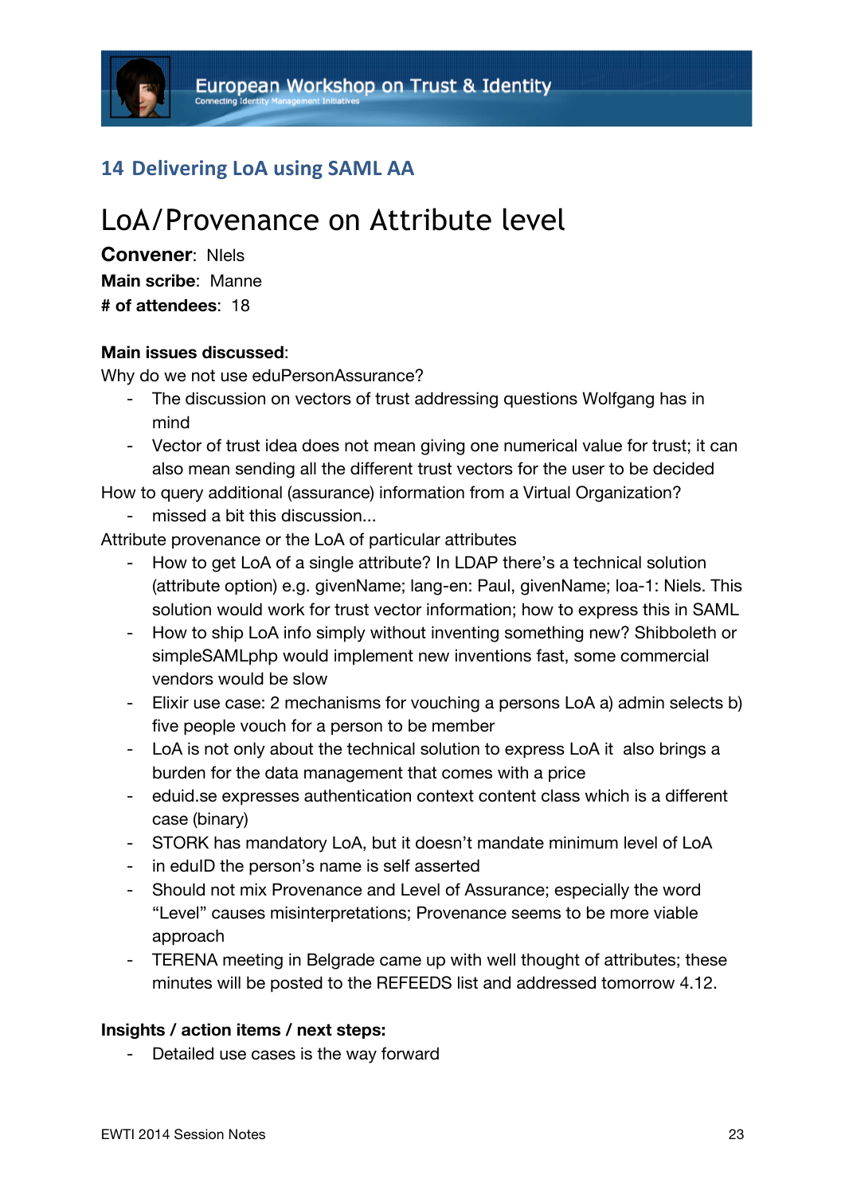## 14 Delivering LoA using SAML AA

# LoA/Provenance on Attribute level

**Convener**: NIels
**Main scribe**: Manne
**# of attendees**: 18

**Main issues discussed**:
Why do we not use eduPersonAssurance?

- The discussion on vectors of trust addressing questions Wolfgang has in mind
- Vector of trust idea does not mean giving one numerical value for trust; it can also mean sending all the different trust vectors for the user to be decided

How to query additional (assurance) information from a Virtual Organization?

- missed a bit this discussion...

Attribute provenance or the LoA of particular attributes

- How to get LoA of a single attribute? In LDAP there's a technical solution (attribute option) e.g. givenName; lang-en: Paul, givenName; loa-1: Niels. This solution would work for trust vector information; how to express this in SAML
- How to ship LoA info simply without inventing something new? Shibboleth or simpleSAMLphp would implement new inventions fast, some commercial vendors would be slow
- Elixir use case: 2 mechanisms for vouching a persons LoA a) admin selects b) five people vouch for a person to be member
- LoA is not only about the technical solution to express LoA it also brings a burden for the data management that comes with a price
- eduid.se expresses authentication context content class which is a different case (binary)
- STORK has mandatory LoA, but it doesn't mandate minimum level of LoA
- in eduID the person's name is self asserted
- Should not mix Provenance and Level of Assurance; especially the word "Level" causes misinterpretations; Provenance seems to be more viable approach
- TERENA meeting in Belgrade came up with well thought of attributes; these minutes will be posted to the REFEEDS list and addressed tomorrow 4.12.

**Insights / action items / next steps:**

- Detailed use cases is the way forward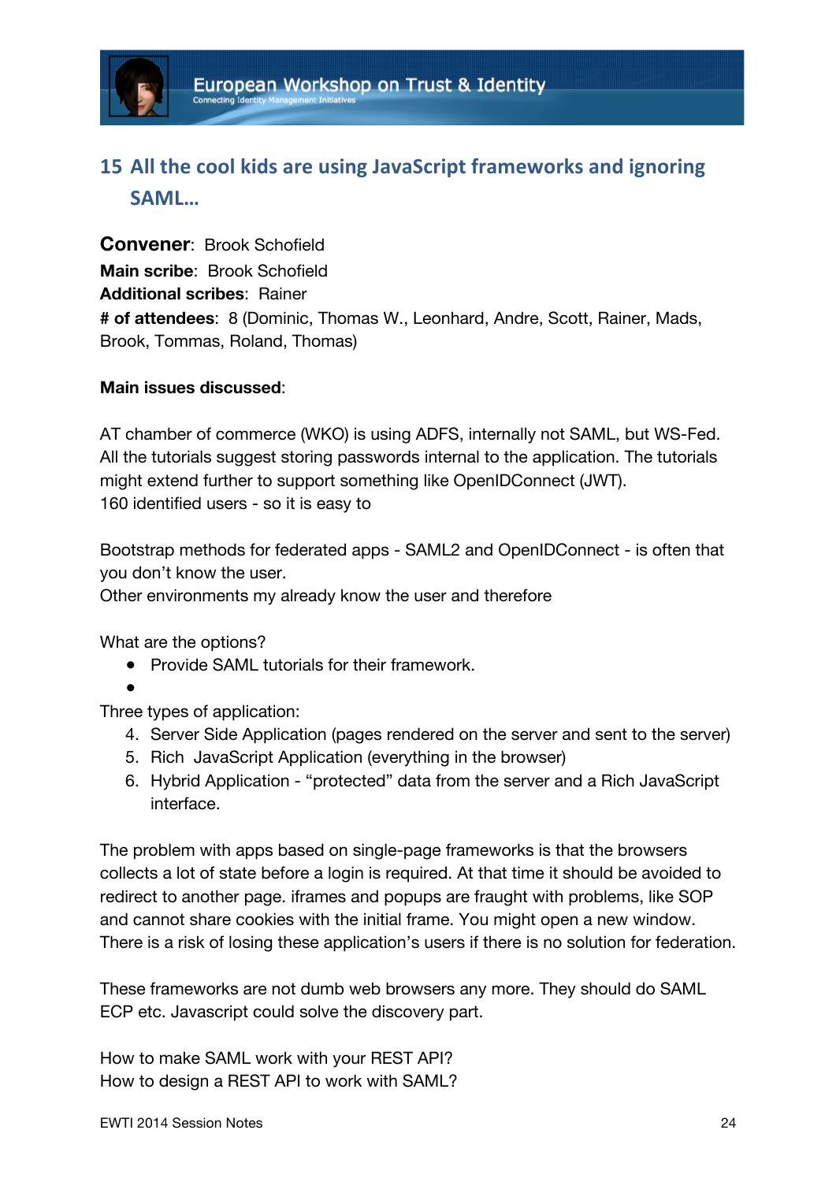## 15 All the cool kids are using JavaScript frameworks and ignoring SAML…

**Convener**: Brook Schofield
**Main scribe**: Brook Schofield
**Additional scribes**: Rainer
**# of attendees**: 8 (Dominic, Thomas W., Leonhard, Andre, Scott, Rainer, Mads, Brook, Tommas, Roland, Thomas)

**Main issues discussed**:

AT chamber of commerce (WKO) is using ADFS, internally not SAML, but WS-Fed. All the tutorials suggest storing passwords internal to the application. The tutorials might extend further to support something like OpenIDConnect (JWT).
160 identified users - so it is easy to

Bootstrap methods for federated apps - SAML2 and OpenIDConnect - is often that you don't know the user.
Other environments my already know the user and therefore

What are the options?

- Provide SAML tutorials for their framework.
- 

Three types of application:

4. Server Side Application (pages rendered on the server and sent to the server)
5. Rich JavaScript Application (everything in the browser)
6. Hybrid Application - "protected" data from the server and a Rich JavaScript interface.

The problem with apps based on single-page frameworks is that the browsers collects a lot of state before a login is required. At that time it should be avoided to redirect to another page. iframes and popups are fraught with problems, like SOP and cannot share cookies with the initial frame. You might open a new window. There is a risk of losing these application's users if there is no solution for federation.

These frameworks are not dumb web browsers any more. They should do SAML ECP etc. Javascript could solve the discovery part.

How to make SAML work with your REST API?
How to design a REST API to work with SAML?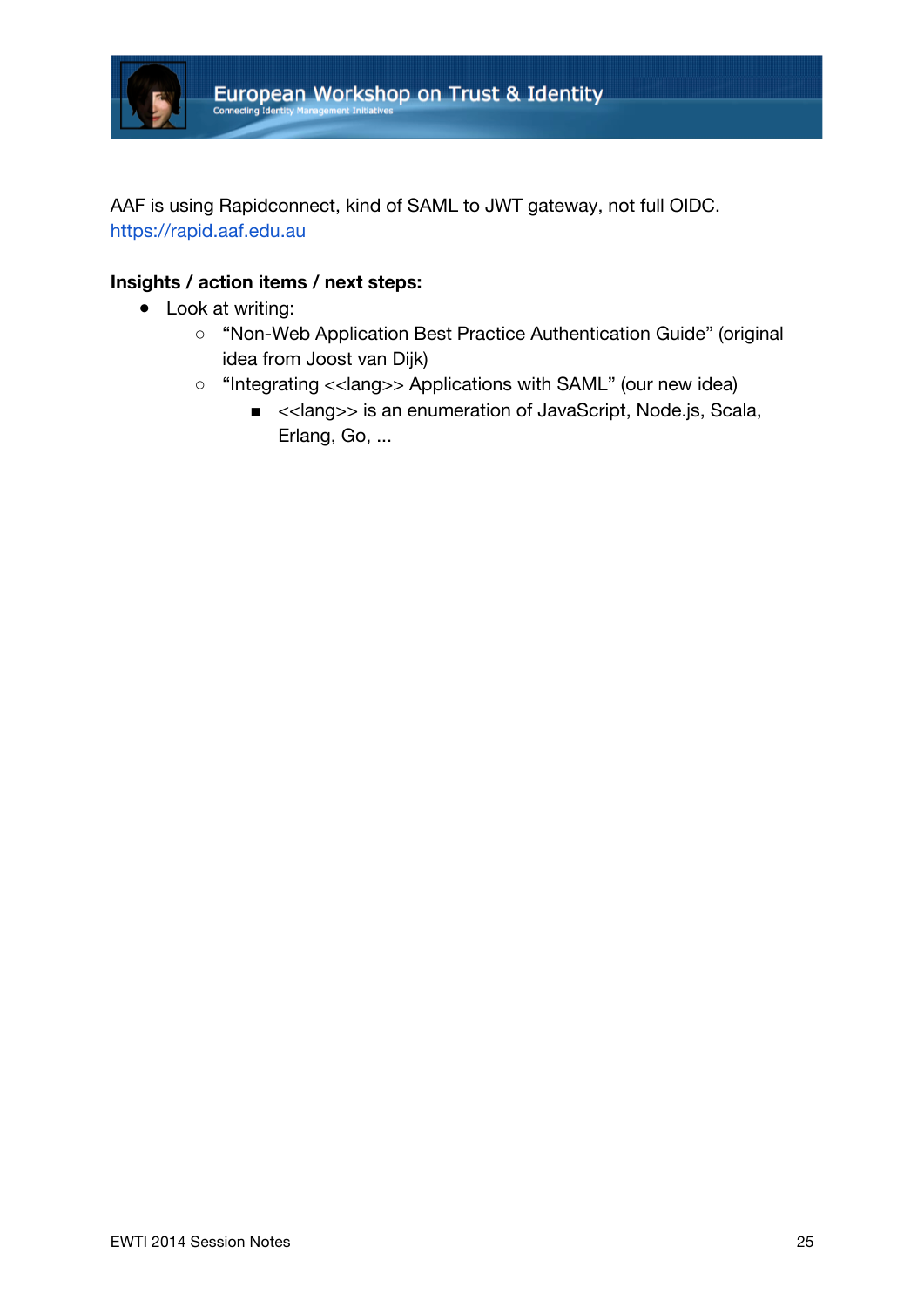AAF is using Rapidconnect, kind of SAML to JWT gateway, not full OIDC.
https://rapid.aaf.edu.au

**Insights / action items / next steps:**

- Look at writing:
  - "Non-Web Application Best Practice Authentication Guide" (original idea from Joost van Dijk)
  - "Integrating <<lang>> Applications with SAML" (our new idea)
    - <<lang>> is an enumeration of JavaScript, Node.js, Scala, Erlang, Go, ...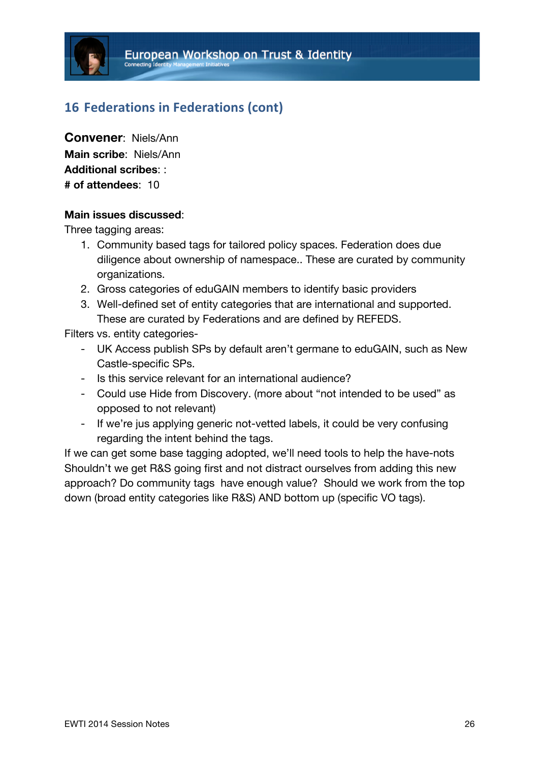## 16 Federations in Federations (cont)

**Convener**: Niels/Ann
**Main scribe**: Niels/Ann
**Additional scribes**: :
**# of attendees**: 10

**Main issues discussed**:
Three tagging areas:

1. Community based tags for tailored policy spaces. Federation does due diligence about ownership of namespace.. These are curated by community organizations.
2. Gross categories of eduGAIN members to identify basic providers
3. Well-defined set of entity categories that are international and supported. These are curated by Federations and are defined by REFEDS.

Filters vs. entity categories-

- UK Access publish SPs by default aren't germane to eduGAIN, such as New Castle-specific SPs.
- Is this service relevant for an international audience?
- Could use Hide from Discovery. (more about "not intended to be used" as opposed to not relevant)
- If we're jus applying generic not-vetted labels, it could be very confusing regarding the intent behind the tags.

If we can get some base tagging adopted, we'll need tools to help the have-nots
Shouldn't we get R&S going first and not distract ourselves from adding this new approach? Do community tags have enough value? Should we work from the top down (broad entity categories like R&S) AND bottom up (specific VO tags).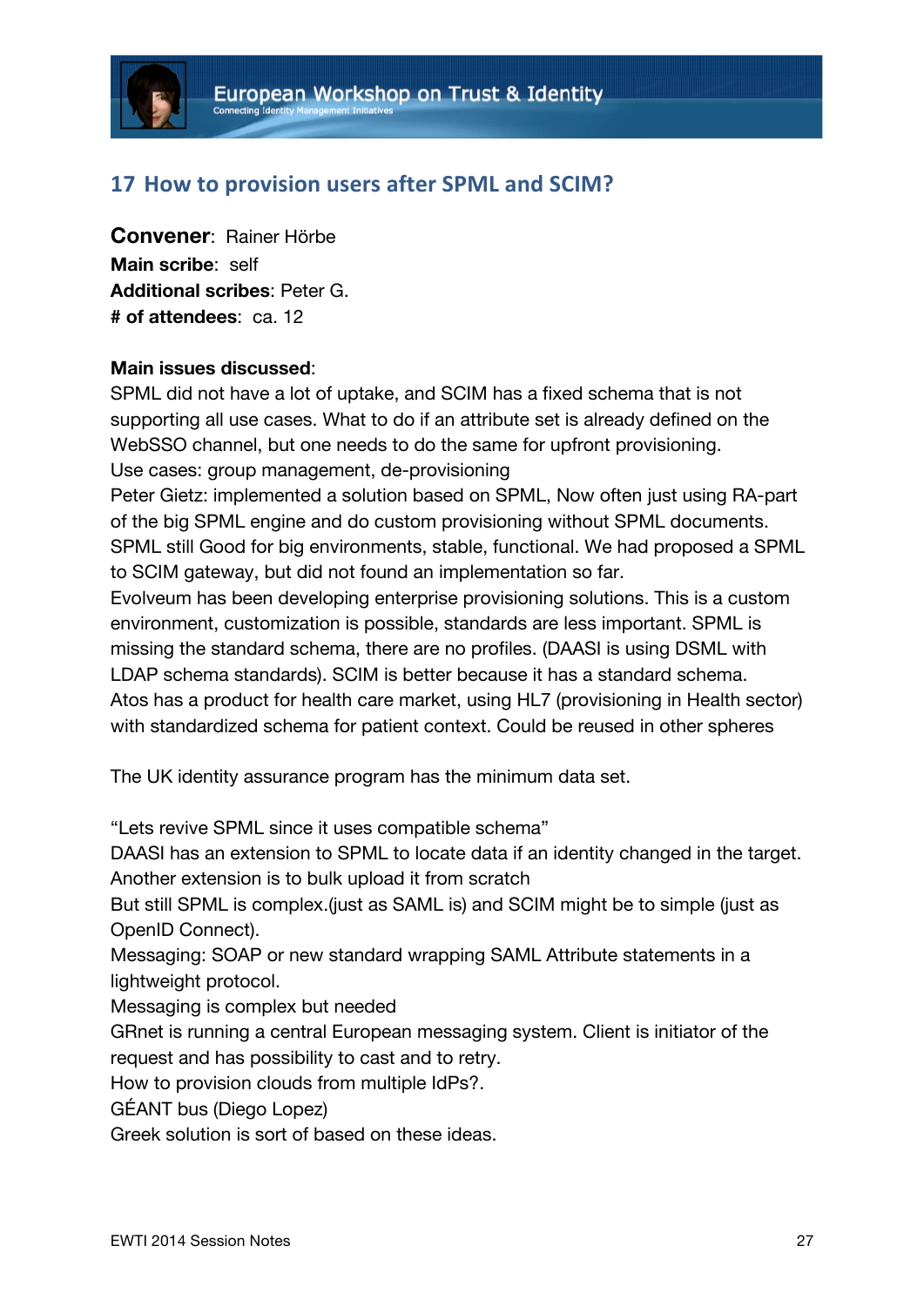## 17 How to provision users after SPML and SCIM?

**Convener**: Rainer Hörbe
**Main scribe**: self
**Additional scribes**: Peter G.
**# of attendees**: ca. 12

**Main issues discussed**:
SPML did not have a lot of uptake, and SCIM has a fixed schema that is not supporting all use cases. What to do if an attribute set is already defined on the WebSSO channel, but one needs to do the same for upfront provisioning.
Use cases: group management, de-provisioning
Peter Gietz: implemented a solution based on SPML, Now often just using RA-part of the big SPML engine and do custom provisioning without SPML documents. SPML still Good for big environments, stable, functional. We had proposed a SPML to SCIM gateway, but did not found an implementation so far.
Evolveum has been developing enterprise provisioning solutions. This is a custom environment, customization is possible, standards are less important. SPML is missing the standard schema, there are no profiles. (DAASI is using DSML with LDAP schema standards). SCIM is better because it has a standard schema.
Atos has a product for health care market, using HL7 (provisioning in Health sector) with standardized schema for patient context. Could be reused in other spheres

The UK identity assurance program has the minimum data set.

"Lets revive SPML since it uses compatible schema"
DAASI has an extension to SPML to locate data if an identity changed in the target.
Another extension is to bulk upload it from scratch
But still SPML is complex.(just as SAML is) and SCIM might be to simple (just as OpenID Connect).
Messaging: SOAP or new standard wrapping SAML Attribute statements in a lightweight protocol.
Messaging is complex but needed
GRnet is running a central European messaging system. Client is initiator of the request and has possibility to cast and to retry.
How to provision clouds from multiple IdPs?.
GÉANT bus (Diego Lopez)
Greek solution is sort of based on these ideas.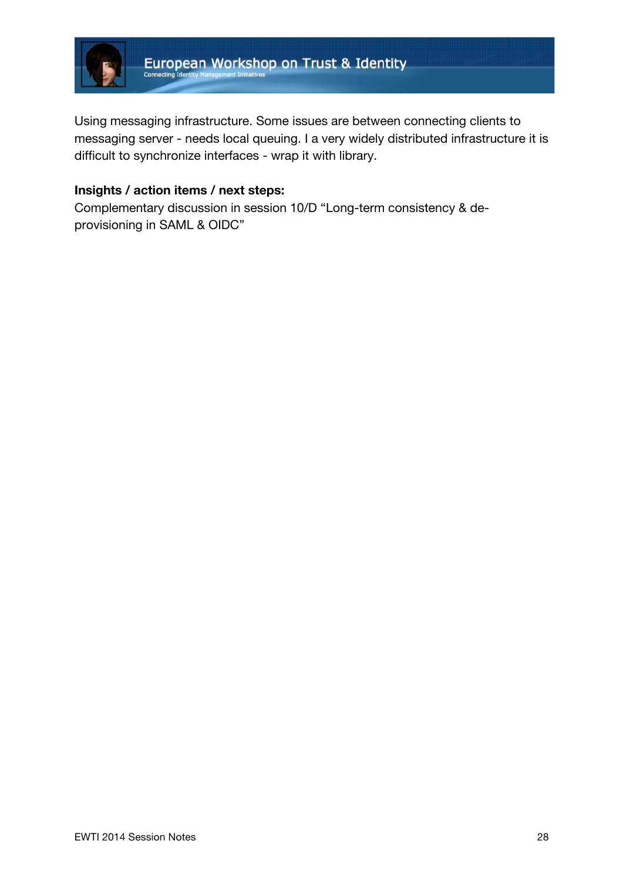Using messaging infrastructure. Some issues are between connecting clients to messaging server - needs local queuing. I a very widely distributed infrastructure it is difficult to synchronize interfaces - wrap it with library.

**Insights / action items / next steps:**
Complementary discussion in session 10/D "Long-term consistency & de-provisioning in SAML & OIDC"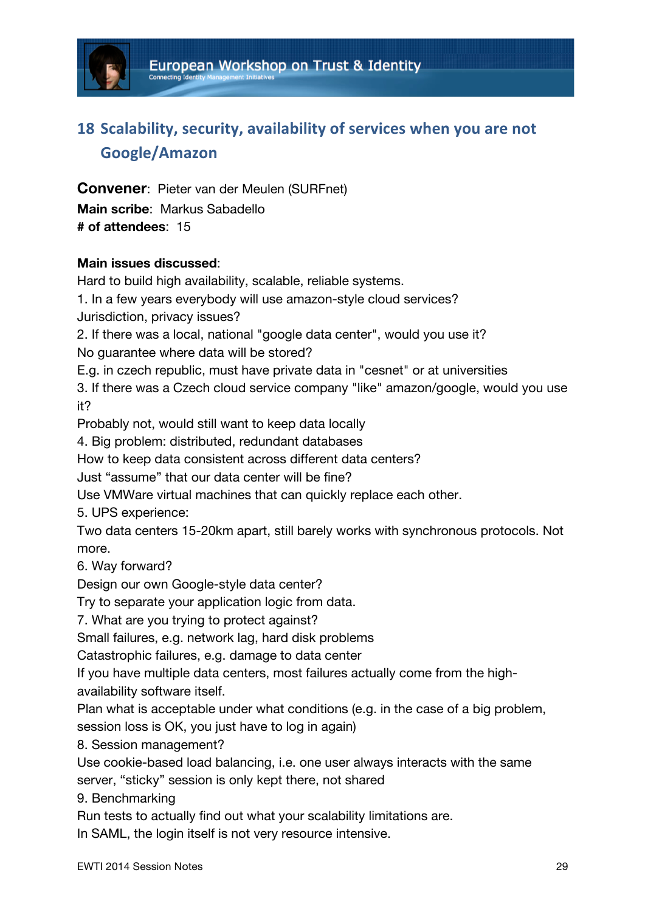# 18 Scalability, security, availability of services when you are not Google/Amazon

**Convener**: Pieter van der Meulen (SURFnet)
**Main scribe**: Markus Sabadello
**# of attendees**: 15

**Main issues discussed**:

Hard to build high availability, scalable, reliable systems.
1. In a few years everybody will use amazon-style cloud services?
Jurisdiction, privacy issues?
2. If there was a local, national "google data center", would you use it?
No guarantee where data will be stored?
E.g. in czech republic, must have private data in "cesnet" or at universities
3. If there was a Czech cloud service company "like" amazon/google, would you use it?
Probably not, would still want to keep data locally
4. Big problem: distributed, redundant databases
How to keep data consistent across different data centers?
Just “assume” that our data center will be fine?
Use VMWare virtual machines that can quickly replace each other.
5. UPS experience:
Two data centers 15-20km apart, still barely works with synchronous protocols. Not more.
6. Way forward?
Design our own Google-style data center?
Try to separate your application logic from data.
7. What are you trying to protect against?
Small failures, e.g. network lag, hard disk problems
Catastrophic failures, e.g. damage to data center
If you have multiple data centers, most failures actually come from the high-availability software itself.
Plan what is acceptable under what conditions (e.g. in the case of a big problem, session loss is OK, you just have to log in again)
8. Session management?
Use cookie-based load balancing, i.e. one user always interacts with the same server, “sticky” session is only kept there, not shared
9. Benchmarking
Run tests to actually find out what your scalability limitations are.
In SAML, the login itself is not very resource intensive.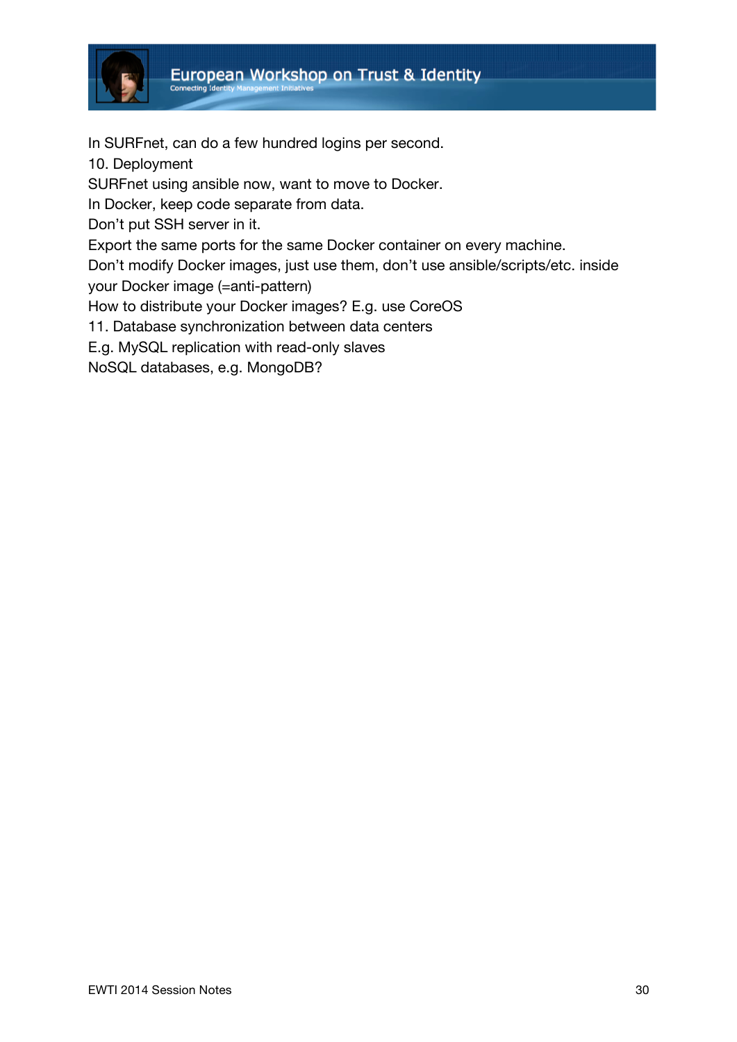In SURFnet, can do a few hundred logins per second.
10. Deployment
SURFnet using ansible now, want to move to Docker.
In Docker, keep code separate from data.
Don't put SSH server in it.
Export the same ports for the same Docker container on every machine.
Don't modify Docker images, just use them, don't use ansible/scripts/etc. inside your Docker image (=anti-pattern)
How to distribute your Docker images? E.g. use CoreOS
11. Database synchronization between data centers
E.g. MySQL replication with read-only slaves
NoSQL databases, e.g. MongoDB?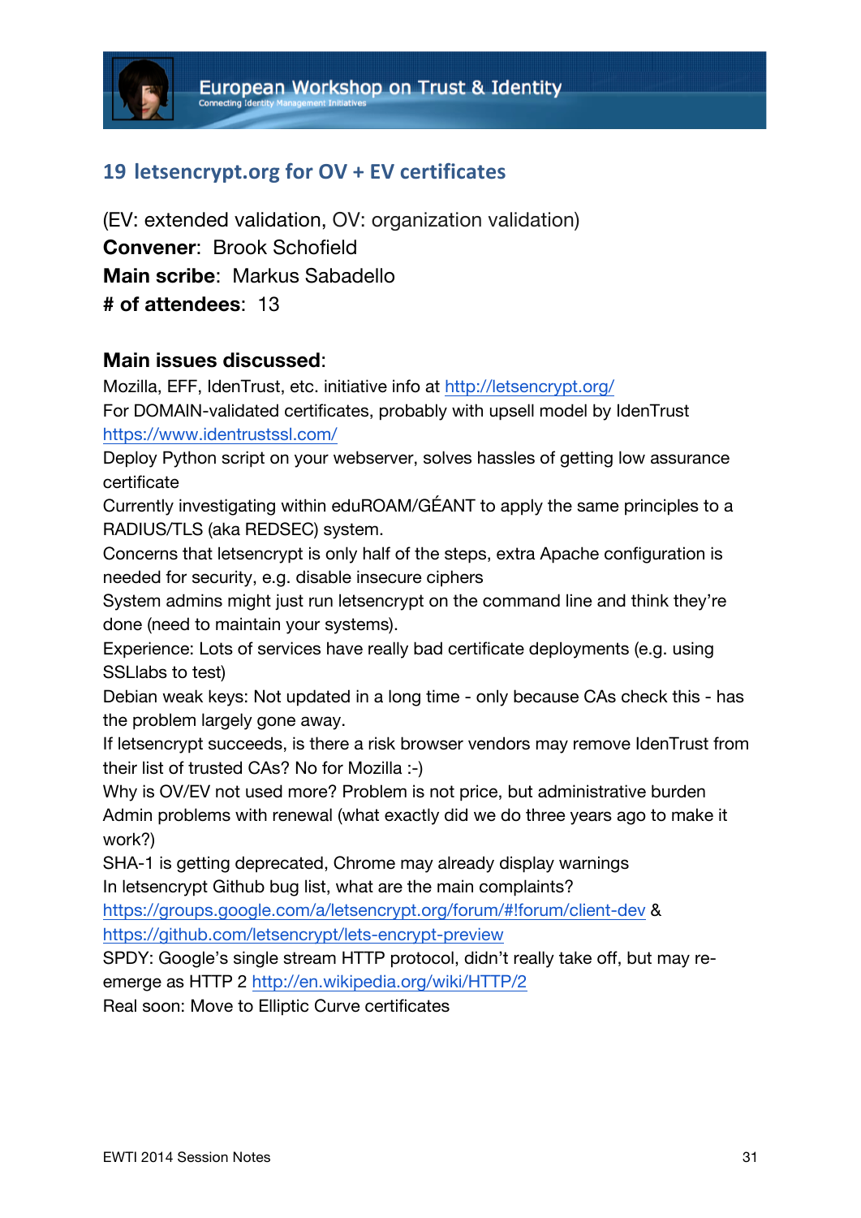## 19 letsencrypt.org for OV + EV certificates

(EV: extended validation, OV: organization validation)
**Convener**: Brook Schofield
**Main scribe**: Markus Sabadello
**# of attendees**: 13

**Main issues discussed**:

Mozilla, EFF, IdenTrust, etc. initiative info at http://letsencrypt.org/
For DOMAIN-validated certificates, probably with upsell model by IdenTrust https://www.identrustssl.com/
Deploy Python script on your webserver, solves hassles of getting low assurance certificate
Currently investigating within eduROAM/GÉANT to apply the same principles to a RADIUS/TLS (aka REDSEC) system.
Concerns that letsencrypt is only half of the steps, extra Apache configuration is needed for security, e.g. disable insecure ciphers
System admins might just run letsencrypt on the command line and think they're done (need to maintain your systems).
Experience: Lots of services have really bad certificate deployments (e.g. using SSLlabs to test)
Debian weak keys: Not updated in a long time - only because CAs check this - has the problem largely gone away.
If letsencrypt succeeds, is there a risk browser vendors may remove IdenTrust from their list of trusted CAs? No for Mozilla :-)
Why is OV/EV not used more? Problem is not price, but administrative burden
Admin problems with renewal (what exactly did we do three years ago to make it work?)
SHA-1 is getting deprecated, Chrome may already display warnings
In letsencrypt Github bug list, what are the main complaints? https://groups.google.com/a/letsencrypt.org/forum/#!forum/client-dev & https://github.com/letsencrypt/lets-encrypt-preview
SPDY: Google's single stream HTTP protocol, didn't really take off, but may re-emerge as HTTP 2 http://en.wikipedia.org/wiki/HTTP/2
Real soon: Move to Elliptic Curve certificates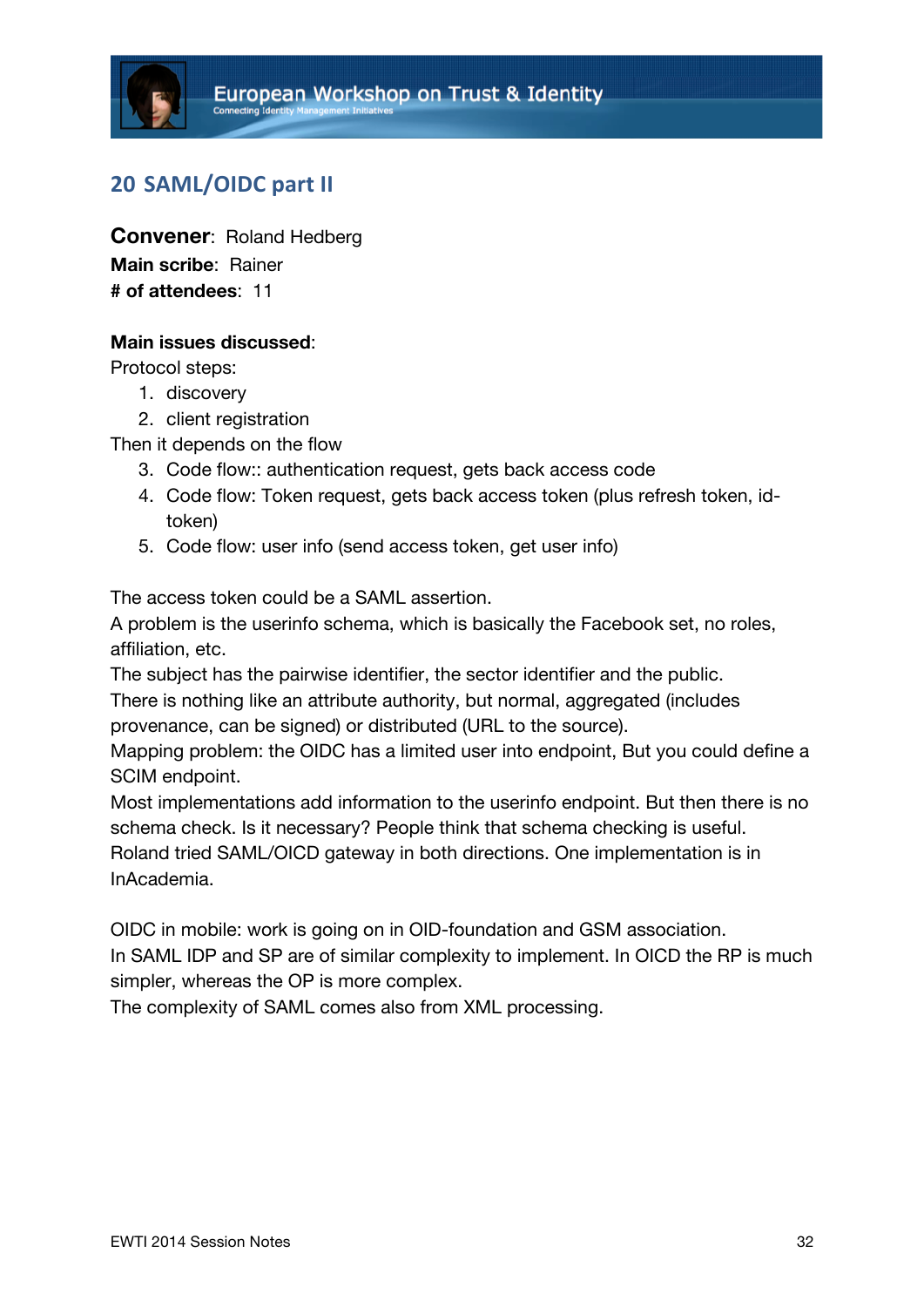## 20 SAML/OIDC part II

**Convener**: Roland Hedberg
**Main scribe**: Rainer
**# of attendees**: 11

**Main issues discussed**:

Protocol steps:

1. discovery
2. client registration

Then it depends on the flow

3. Code flow:: authentication request, gets back access code
4. Code flow: Token request, gets back access token (plus refresh token, id-token)
5. Code flow: user info (send access token, get user info)

The access token could be a SAML assertion.
A problem is the userinfo schema, which is basically the Facebook set, no roles, affiliation, etc.
The subject has the pairwise identifier, the sector identifier and the public.
There is nothing like an attribute authority, but normal, aggregated (includes provenance, can be signed) or distributed (URL to the source).
Mapping problem: the OIDC has a limited user into endpoint, But you could define a SCIM endpoint.
Most implementations add information to the userinfo endpoint. But then there is no schema check. Is it necessary? People think that schema checking is useful.
Roland tried SAML/OICD gateway in both directions. One implementation is in InAcademia.

OIDC in mobile: work is going on in OID-foundation and GSM association.
In SAML IDP and SP are of similar complexity to implement. In OICD the RP is much simpler, whereas the OP is more complex.
The complexity of SAML comes also from XML processing.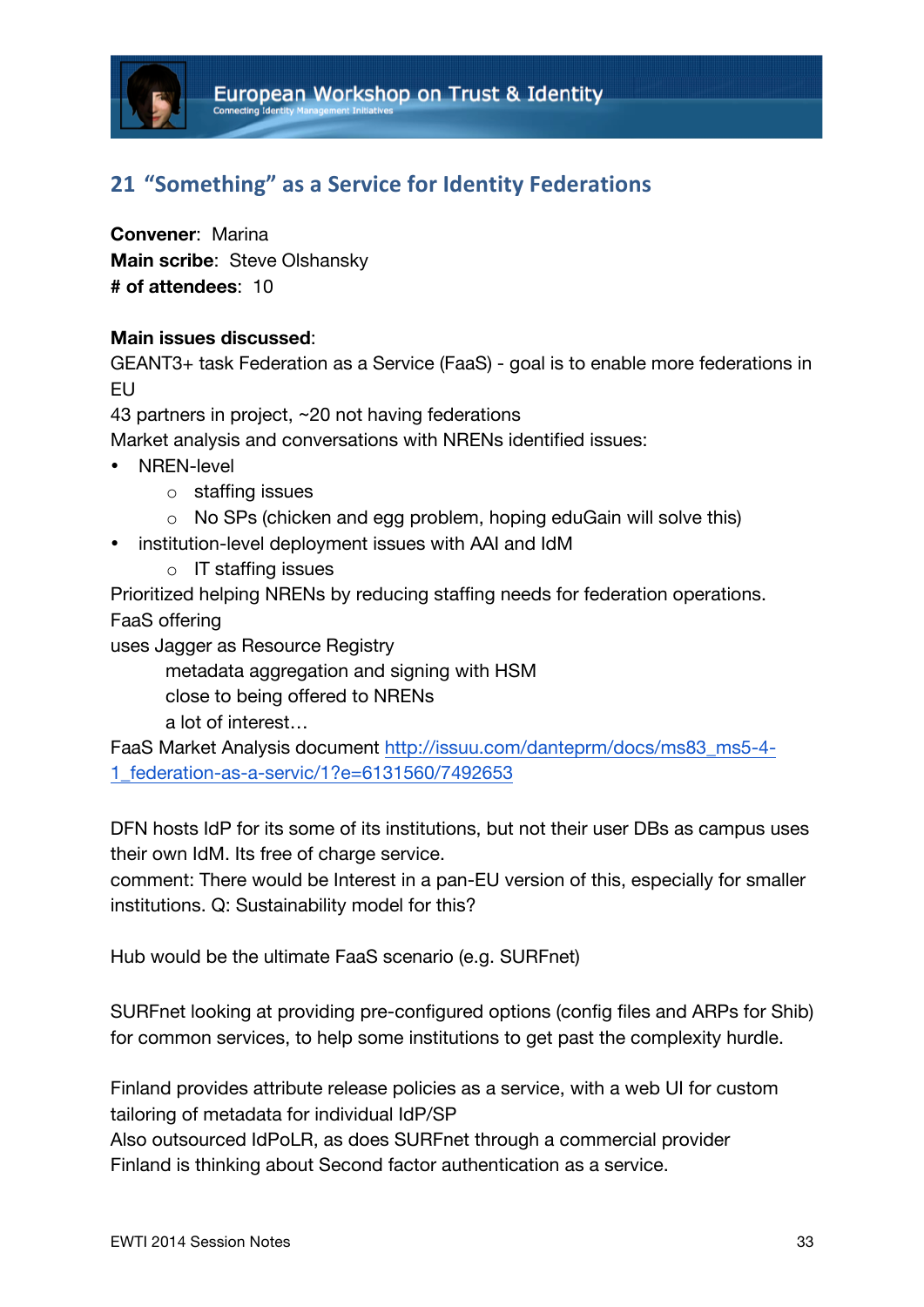## 21 "Something" as a Service for Identity Federations

**Convener**: Marina
**Main scribe**: Steve Olshansky
**# of attendees**: 10

**Main issues discussed**:
GEANT3+ task Federation as a Service (FaaS) - goal is to enable more federations in EU
43 partners in project, ~20 not having federations
Market analysis and conversations with NRENs identified issues:

- NREN-level
  - staffing issues
  - No SPs (chicken and egg problem, hoping eduGain will solve this)
- institution-level deployment issues with AAI and IdM
  - IT staffing issues

Prioritized helping NRENs by reducing staffing needs for federation operations.
FaaS offering
uses Jagger as Resource Registry

> metadata aggregation and signing with HSM
> close to being offered to NRENs
> a lot of interest…

FaaS Market Analysis document [http://issuu.com/danteprm/docs/ms83_ms5-4-1_federation-as-a-servic/1?e=6131560/7492653](http://issuu.com/danteprm/docs/ms83_ms5-4-1_federation-as-a-servic/1?e=6131560/7492653)

DFN hosts IdP for its some of its institutions, but not their user DBs as campus uses their own IdM. Its free of charge service.
comment: There would be Interest in a pan-EU version of this, especially for smaller institutions. Q: Sustainability model for this?

Hub would be the ultimate FaaS scenario (e.g. SURFnet)

SURFnet looking at providing pre-configured options (config files and ARPs for Shib) for common services, to help some institutions to get past the complexity hurdle.

Finland provides attribute release policies as a service, with a web UI for custom tailoring of metadata for individual IdP/SP
Also outsourced IdPoLR, as does SURFnet through a commercial provider
Finland is thinking about Second factor authentication as a service.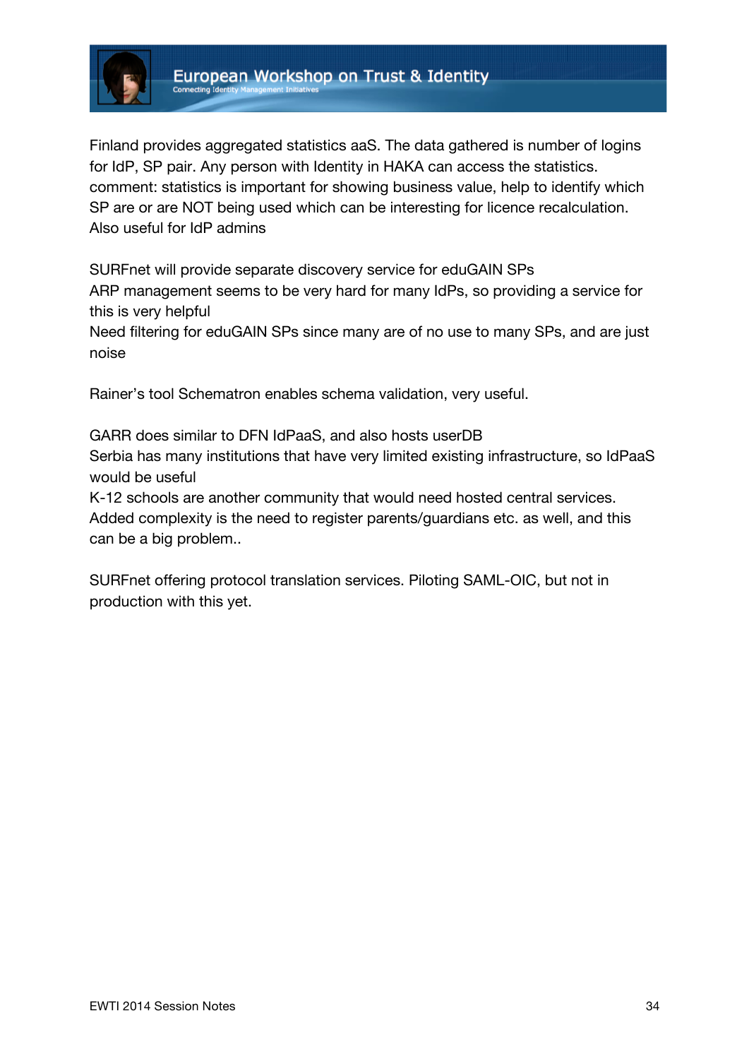Finland provides aggregated statistics aaS. The data gathered is number of logins for IdP, SP pair. Any person with Identity in HAKA can access the statistics.
comment: statistics is important for showing business value, help to identify which SP are or are NOT being used which can be interesting for licence recalculation.
Also useful for IdP admins

SURFnet will provide separate discovery service for eduGAIN SPs
ARP management seems to be very hard for many IdPs, so providing a service for this is very helpful
Need filtering for eduGAIN SPs since many are of no use to many SPs, and are just noise

Rainer's tool Schematron enables schema validation, very useful.

GARR does similar to DFN IdPaaS, and also hosts userDB
Serbia has many institutions that have very limited existing infrastructure, so IdPaaS would be useful
K-12 schools are another community that would need hosted central services.
Added complexity is the need to register parents/guardians etc. as well, and this can be a big problem..

SURFnet offering protocol translation services. Piloting SAML-OIC, but not in production with this yet.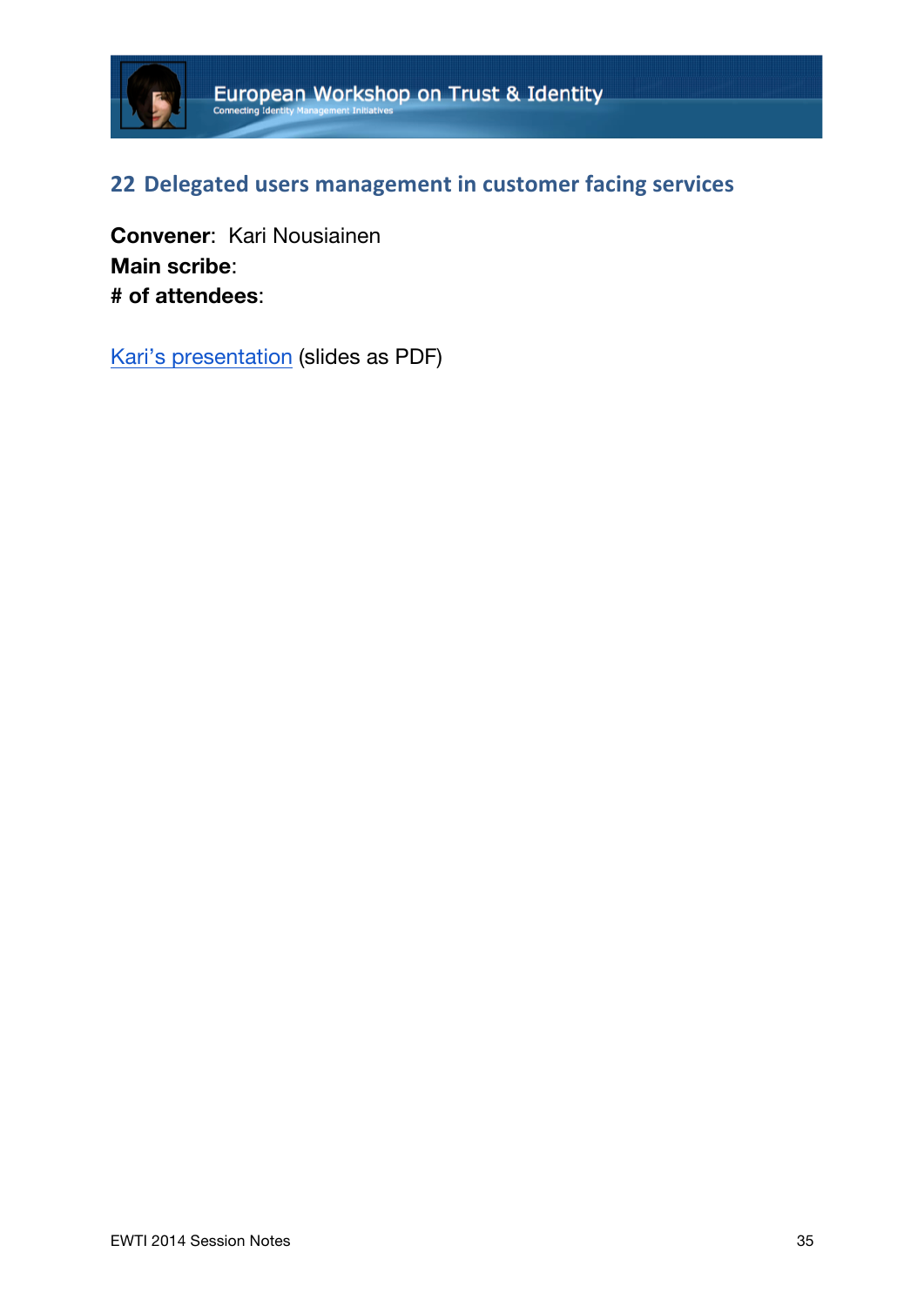## 22 Delegated users management in customer facing services

**Convener**: Kari Nousiainen
**Main scribe**:
**# of attendees**:

Kari's presentation (slides as PDF)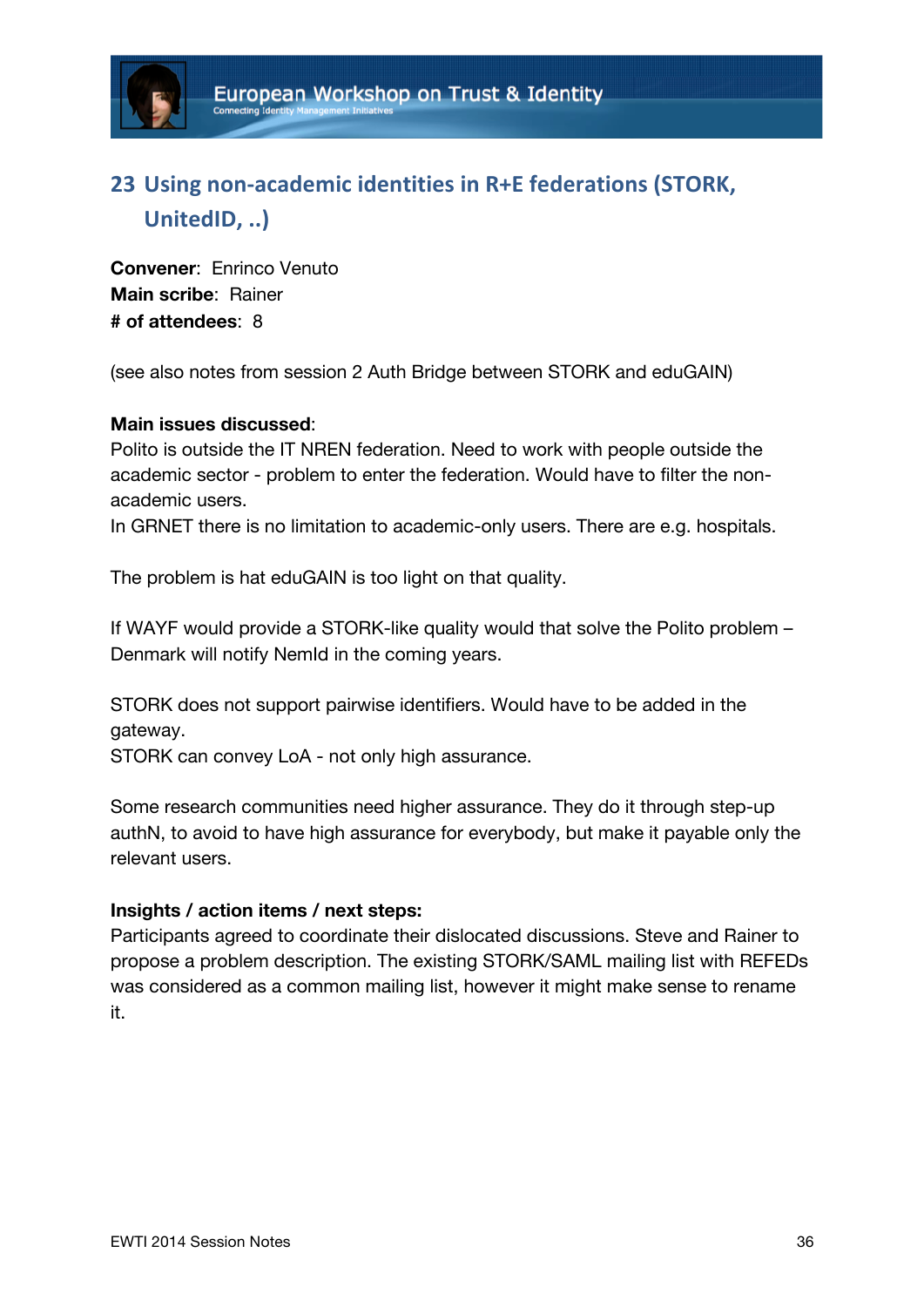## 23 Using non-academic identities in R+E federations (STORK, UnitedID, ..)

**Convener**: Enrinco Venuto
**Main scribe**: Rainer
**# of attendees**: 8

(see also notes from session 2 Auth Bridge between STORK and eduGAIN)

**Main issues discussed**:
Polito is outside the IT NREN federation. Need to work with people outside the academic sector - problem to enter the federation. Would have to filter the non-academic users.
In GRNET there is no limitation to academic-only users. There are e.g. hospitals.

The problem is hat eduGAIN is too light on that quality.

If WAYF would provide a STORK-like quality would that solve the Polito problem – Denmark will notify NemId in the coming years.

STORK does not support pairwise identifiers. Would have to be added in the gateway.
STORK can convey LoA - not only high assurance.

Some research communities need higher assurance. They do it through step-up authN, to avoid to have high assurance for everybody, but make it payable only the relevant users.

**Insights / action items / next steps:**
Participants agreed to coordinate their dislocated discussions. Steve and Rainer to propose a problem description. The existing STORK/SAML mailing list with REFEDs was considered as a common mailing list, however it might make sense to rename it.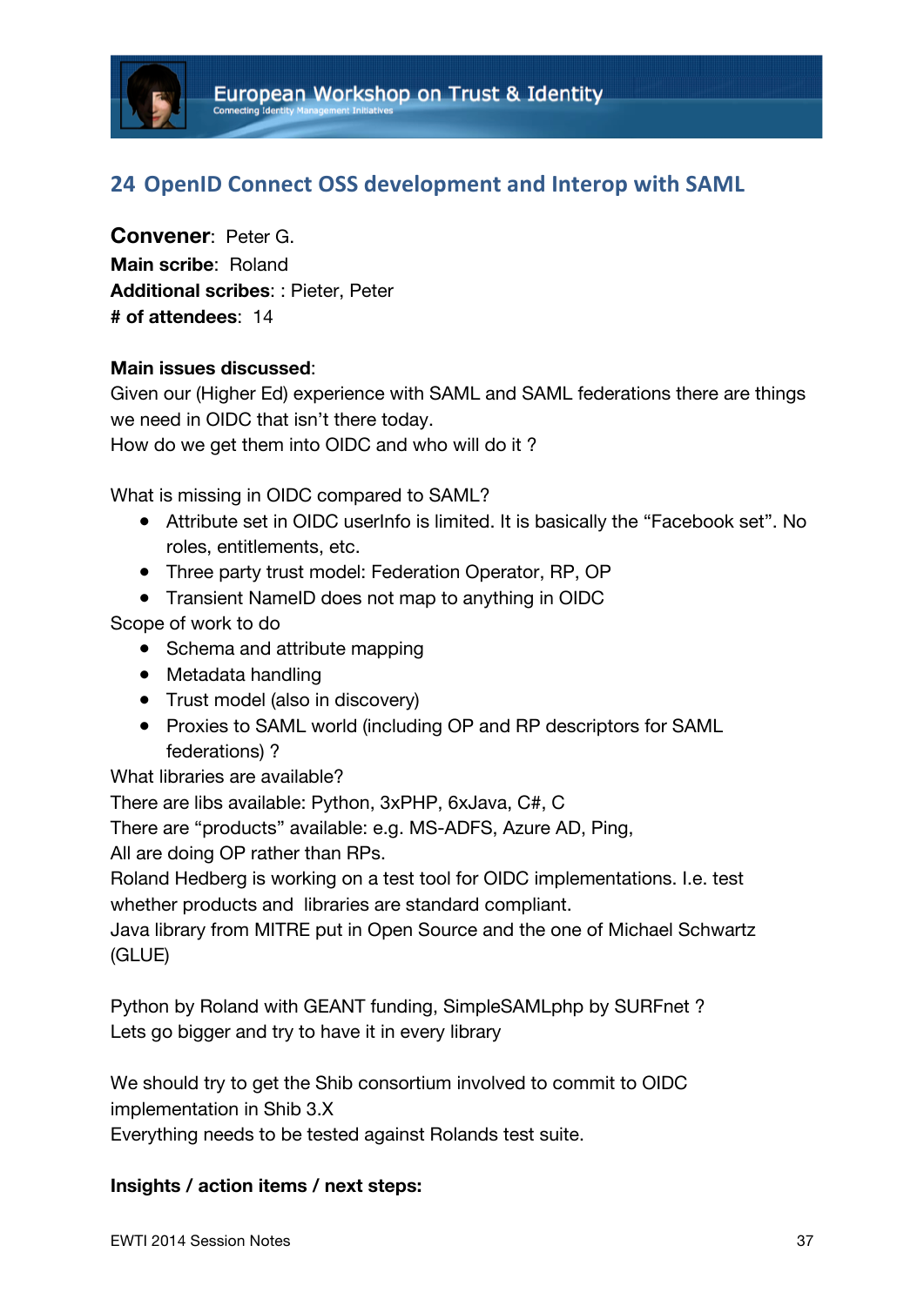## 24 OpenID Connect OSS development and Interop with SAML

**Convener**: Peter G.
**Main scribe**: Roland
**Additional scribes**: : Pieter, Peter
**# of attendees**: 14

**Main issues discussed**:
Given our (Higher Ed) experience with SAML and SAML federations there are things we need in OIDC that isn't there today.
How do we get them into OIDC and who will do it ?

What is missing in OIDC compared to SAML?

- Attribute set in OIDC userInfo is limited. It is basically the "Facebook set". No roles, entitlements, etc.
- Three party trust model: Federation Operator, RP, OP
- Transient NameID does not map to anything in OIDC

Scope of work to do

- Schema and attribute mapping
- Metadata handling
- Trust model (also in discovery)
- Proxies to SAML world (including OP and RP descriptors for SAML federations) ?

What libraries are available?
There are libs available: Python, 3xPHP, 6xJava, C#, C
There are "products" available: e.g. MS-ADFS, Azure AD, Ping,
All are doing OP rather than RPs.
Roland Hedberg is working on a test tool for OIDC implementations. I.e. test whether products and libraries are standard compliant.
Java library from MITRE put in Open Source and the one of Michael Schwartz (GLUE)

Python by Roland with GEANT funding, SimpleSAMLphp by SURFnet ?
Lets go bigger and try to have it in every library

We should try to get the Shib consortium involved to commit to OIDC implementation in Shib 3.X
Everything needs to be tested against Rolands test suite.

**Insights / action items / next steps:**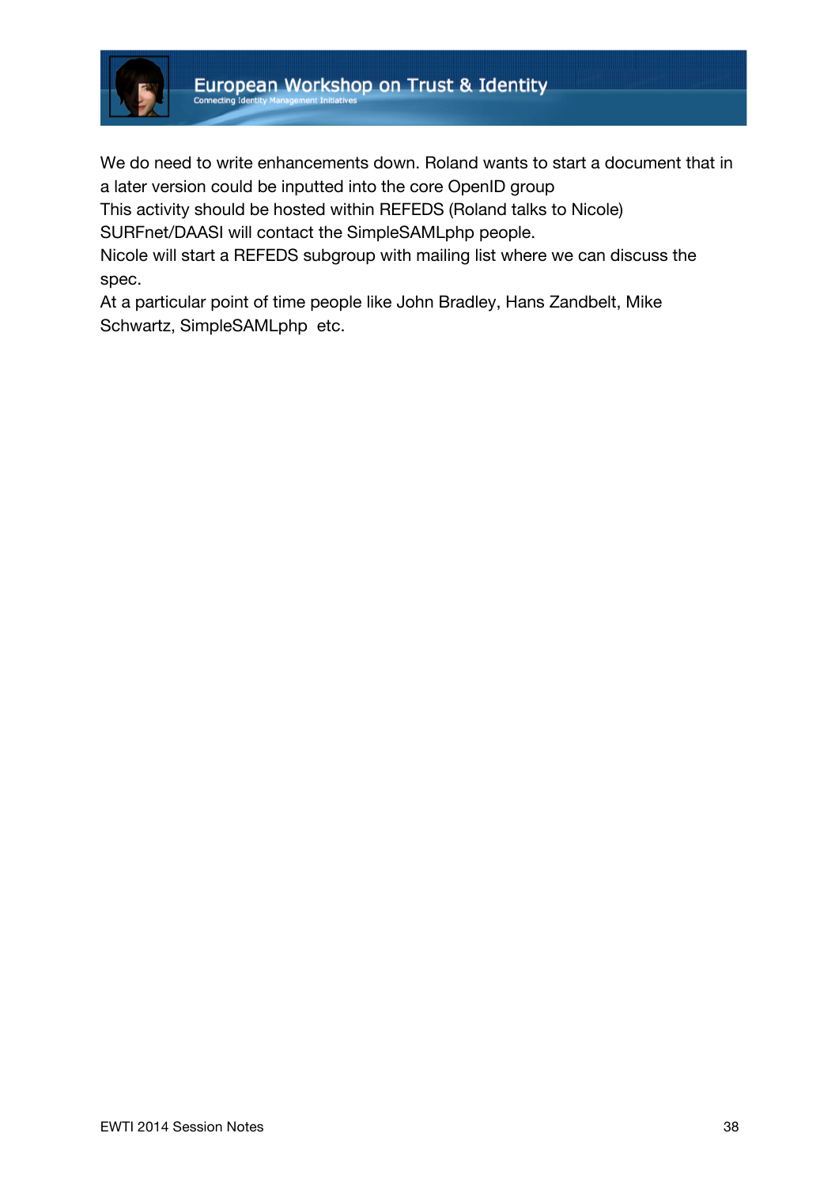We do need to write enhancements down. Roland wants to start a document that in a later version could be inputted into the core OpenID group
This activity should be hosted within REFEDS (Roland talks to Nicole)
SURFnet/DAASI will contact the SimpleSAMLphp people.
Nicole will start a REFEDS subgroup with mailing list where we can discuss the spec.
At a particular point of time people like John Bradley, Hans Zandbelt, Mike Schwartz, SimpleSAMLphp etc.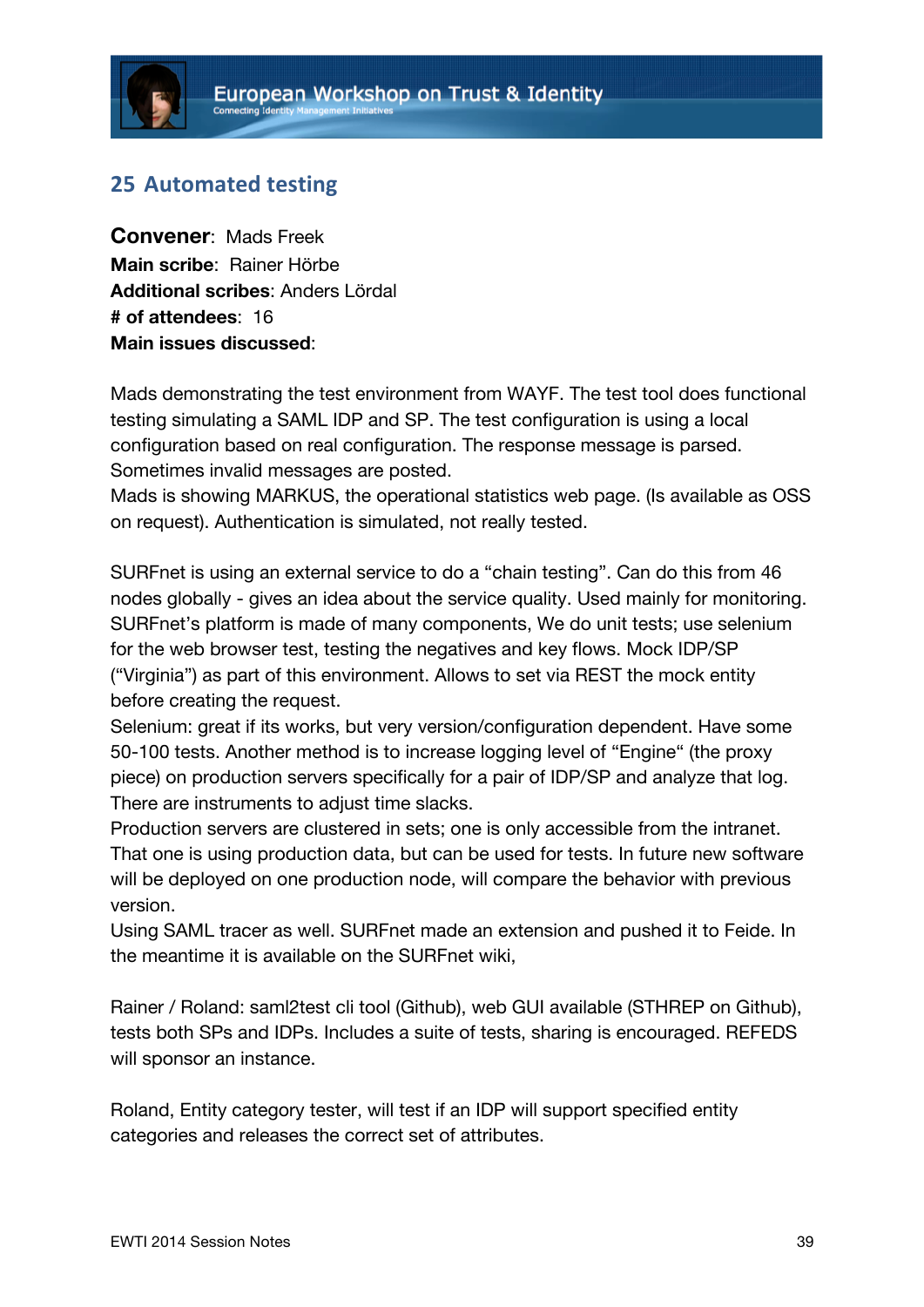## 25 Automated testing

**Convener**: Mads Freek
**Main scribe**: Rainer Hörbe
**Additional scribes**: Anders Lördal
**# of attendees**: 16
**Main issues discussed**:

Mads demonstrating the test environment from WAYF. The test tool does functional testing simulating a SAML IDP and SP. The test configuration is using a local configuration based on real configuration. The response message is parsed. Sometimes invalid messages are posted.
Mads is showing MARKUS, the operational statistics web page. (Is available as OSS on request). Authentication is simulated, not really tested.

SURFnet is using an external service to do a "chain testing". Can do this from 46 nodes globally - gives an idea about the service quality. Used mainly for monitoring. SURFnet's platform is made of many components, We do unit tests; use selenium for the web browser test, testing the negatives and key flows. Mock IDP/SP ("Virginia") as part of this environment. Allows to set via REST the mock entity before creating the request.
Selenium: great if its works, but very version/configuration dependent. Have some 50-100 tests. Another method is to increase logging level of "Engine" (the proxy piece) on production servers specifically for a pair of IDP/SP and analyze that log. There are instruments to adjust time slacks.
Production servers are clustered in sets; one is only accessible from the intranet. That one is using production data, but can be used for tests. In future new software will be deployed on one production node, will compare the behavior with previous version.
Using SAML tracer as well. SURFnet made an extension and pushed it to Feide. In the meantime it is available on the SURFnet wiki,

Rainer / Roland: saml2test cli tool (Github), web GUI available (STHREP on Github), tests both SPs and IDPs. Includes a suite of tests, sharing is encouraged. REFEDS will sponsor an instance.

Roland, Entity category tester, will test if an IDP will support specified entity categories and releases the correct set of attributes.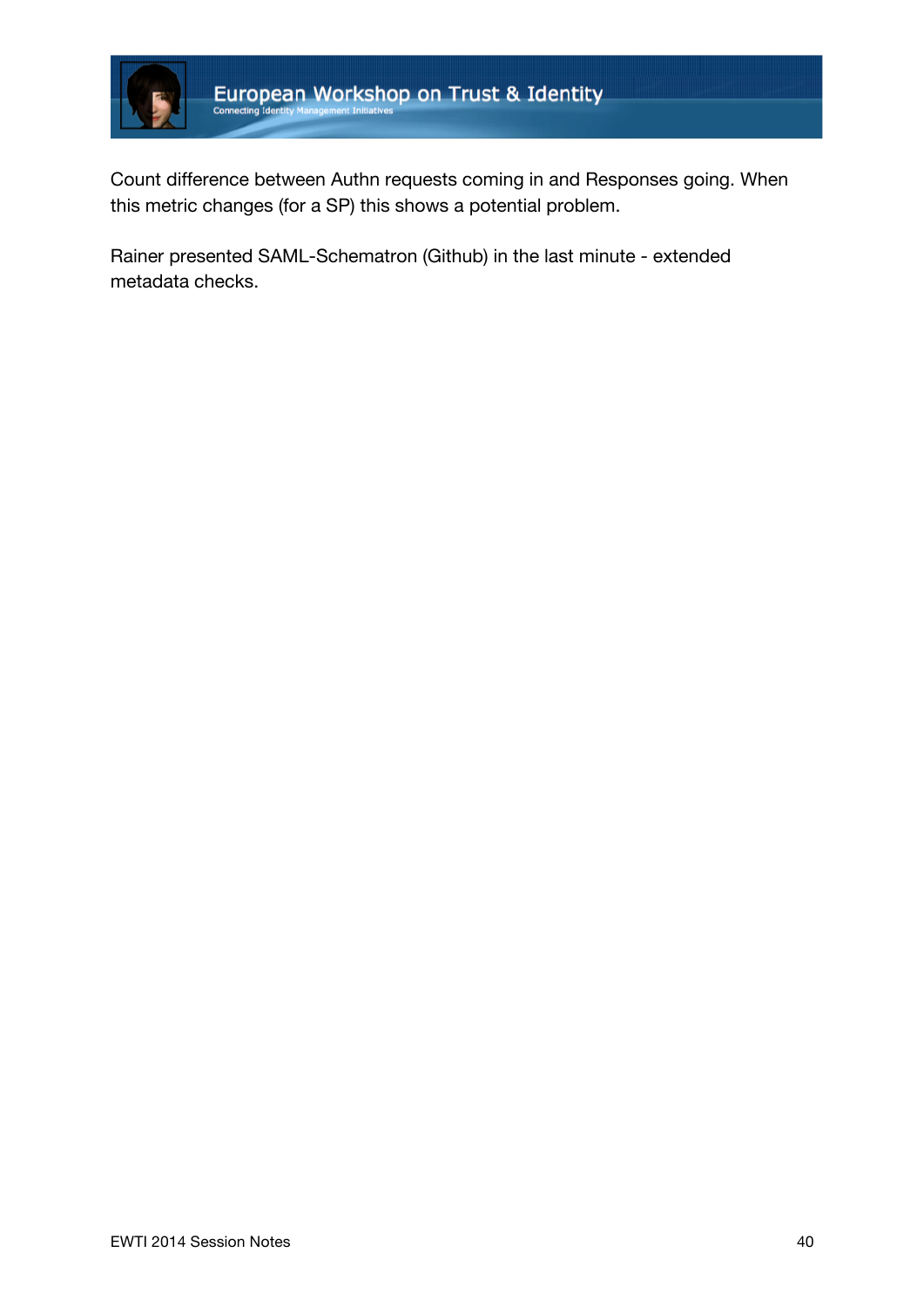Count difference between Authn requests coming in and Responses going. When this metric changes (for a SP) this shows a potential problem.

Rainer presented SAML-Schematron (Github) in the last minute - extended metadata checks.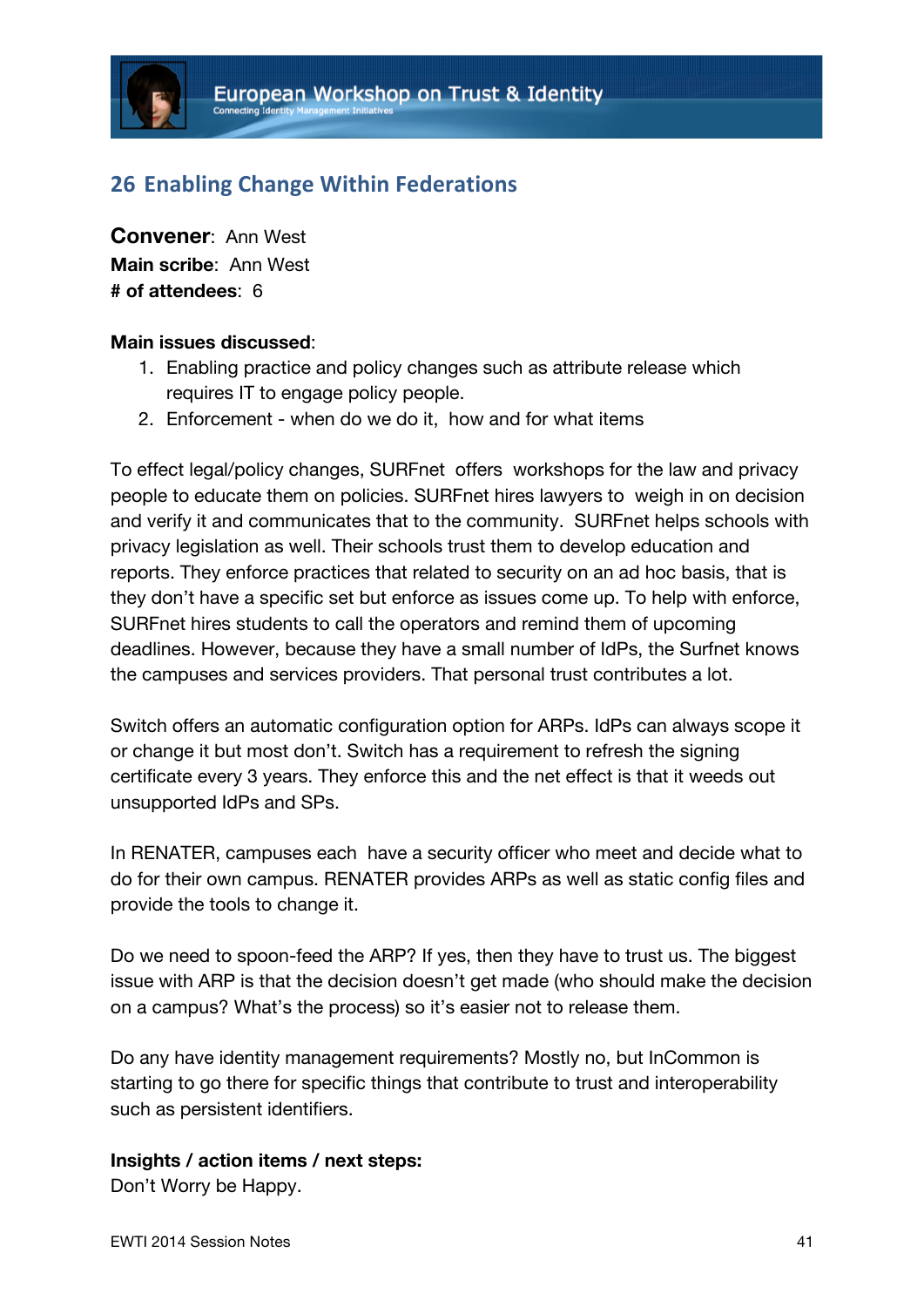## 26 Enabling Change Within Federations

**Convener**: Ann West
**Main scribe**: Ann West
**# of attendees**: 6

**Main issues discussed**:

1. Enabling practice and policy changes such as attribute release which requires IT to engage policy people.
2. Enforcement - when do we do it, how and for what items

To effect legal/policy changes, SURFnet offers workshops for the law and privacy people to educate them on policies. SURFnet hires lawyers to weigh in on decision and verify it and communicates that to the community. SURFnet helps schools with privacy legislation as well. Their schools trust them to develop education and reports. They enforce practices that related to security on an ad hoc basis, that is they don't have a specific set but enforce as issues come up. To help with enforce, SURFnet hires students to call the operators and remind them of upcoming deadlines. However, because they have a small number of IdPs, the Surfnet knows the campuses and services providers. That personal trust contributes a lot.

Switch offers an automatic configuration option for ARPs. IdPs can always scope it or change it but most don't. Switch has a requirement to refresh the signing certificate every 3 years. They enforce this and the net effect is that it weeds out unsupported IdPs and SPs.

In RENATER, campuses each have a security officer who meet and decide what to do for their own campus. RENATER provides ARPs as well as static config files and provide the tools to change it.

Do we need to spoon-feed the ARP? If yes, then they have to trust us. The biggest issue with ARP is that the decision doesn't get made (who should make the decision on a campus? What's the process) so it's easier not to release them.

Do any have identity management requirements? Mostly no, but InCommon is starting to go there for specific things that contribute to trust and interoperability such as persistent identifiers.

**Insights / action items / next steps:**
Don't Worry be Happy.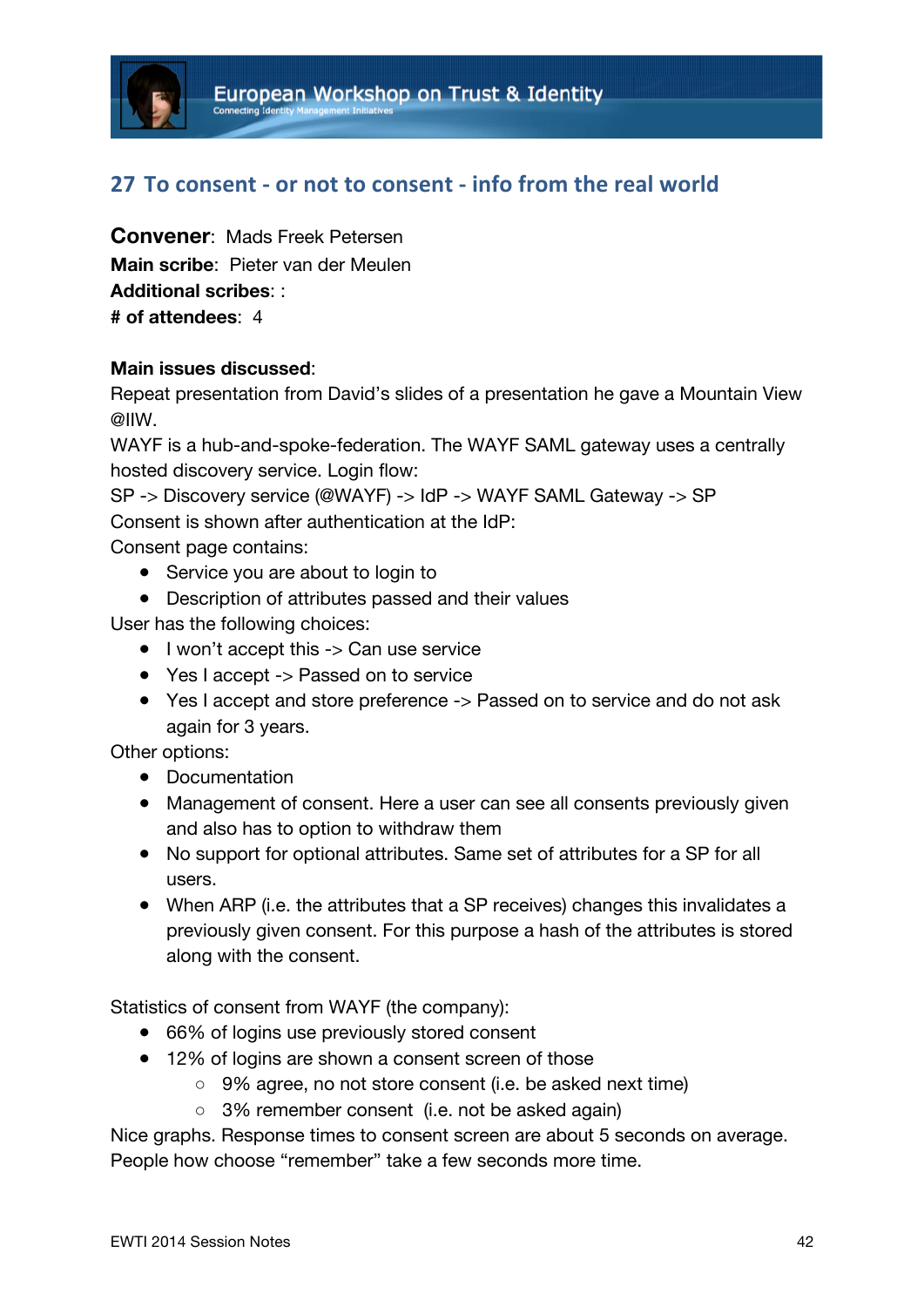## 27 To consent - or not to consent - info from the real world

**Convener**: Mads Freek Petersen
**Main scribe**: Pieter van der Meulen
**Additional scribes**: :
**# of attendees**: 4

**Main issues discussed**:
Repeat presentation from David's slides of a presentation he gave a Mountain View @IIW.
WAYF is a hub-and-spoke-federation. The WAYF SAML gateway uses a centrally hosted discovery service. Login flow:
SP -> Discovery service (@WAYF) -> IdP -> WAYF SAML Gateway -> SP
Consent is shown after authentication at the IdP:
Consent page contains:

- Service you are about to login to
- Description of attributes passed and their values

User has the following choices:

- I won't accept this -> Can use service
- Yes I accept -> Passed on to service
- Yes I accept and store preference -> Passed on to service and do not ask again for 3 years.

Other options:

- Documentation
- Management of consent. Here a user can see all consents previously given and also has to option to withdraw them
- No support for optional attributes. Same set of attributes for a SP for all users.
- When ARP (i.e. the attributes that a SP receives) changes this invalidates a previously given consent. For this purpose a hash of the attributes is stored along with the consent.

Statistics of consent from WAYF (the company):

- 66% of logins use previously stored consent
- 12% of logins are shown a consent screen of those
  - 9% agree, no not store consent (i.e. be asked next time)
  - 3% remember consent  (i.e. not be asked again)

Nice graphs. Response times to consent screen are about 5 seconds on average. People how choose "remember" take a few seconds more time.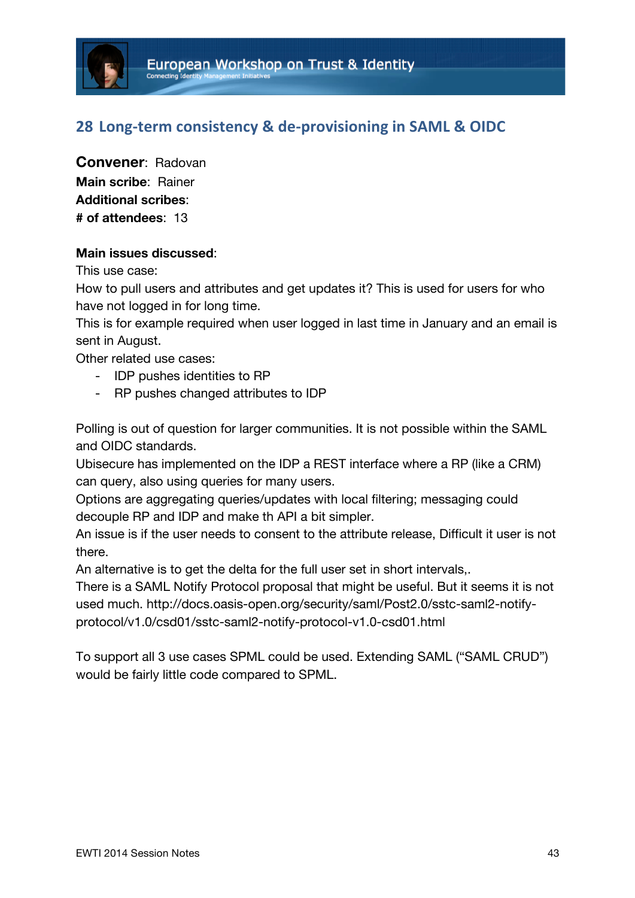## 28 Long-term consistency & de-provisioning in SAML & OIDC

**Convener**: Radovan
**Main scribe**: Rainer
**Additional scribes**:
**# of attendees**: 13

**Main issues discussed**:
This use case:
How to pull users and attributes and get updates it? This is used for users for who have not logged in for long time.
This is for example required when user logged in last time in January and an email is sent in August.
Other related use cases:

- IDP pushes identities to RP
- RP pushes changed attributes to IDP

Polling is out of question for larger communities. It is not possible within the SAML and OIDC standards.
Ubisecure has implemented on the IDP a REST interface where a RP (like a CRM) can query, also using queries for many users.
Options are aggregating queries/updates with local filtering; messaging could decouple RP and IDP and make th API a bit simpler.
An issue is if the user needs to consent to the attribute release, Difficult it user is not there.
An alternative is to get the delta for the full user set in short intervals,.
There is a SAML Notify Protocol proposal that might be useful. But it seems it is not used much. http://docs.oasis-open.org/security/saml/Post2.0/sstc-saml2-notify-protocol/v1.0/csd01/sstc-saml2-notify-protocol-v1.0-csd01.html

To support all 3 use cases SPML could be used. Extending SAML ("SAML CRUD") would be fairly little code compared to SPML.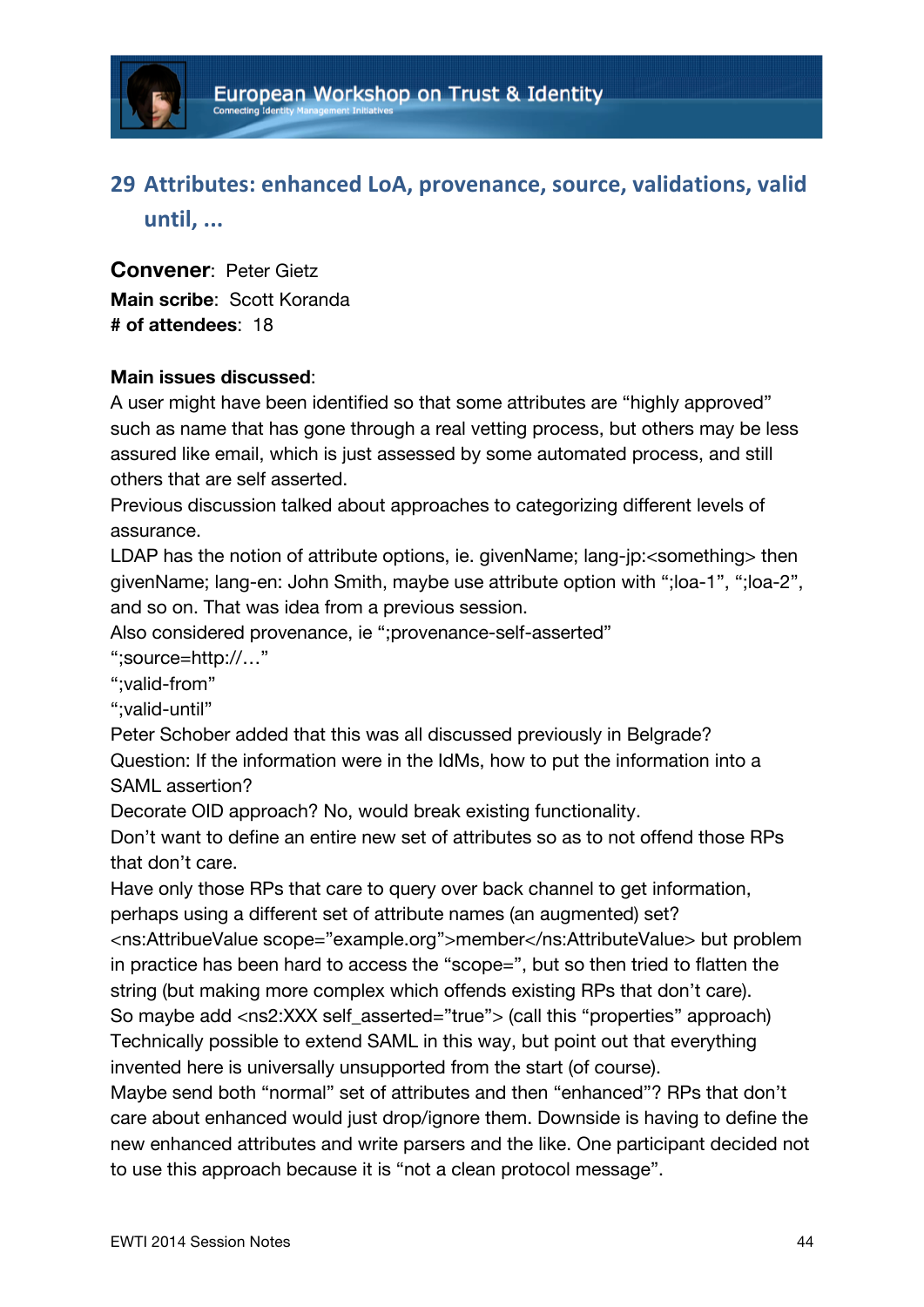## 29 Attributes: enhanced LoA, provenance, source, validations, valid until, ...

**Convener**: Peter Gietz
**Main scribe**: Scott Koranda
**# of attendees**: 18

**Main issues discussed**:

A user might have been identified so that some attributes are "highly approved" such as name that has gone through a real vetting process, but others may be less assured like email, which is just assessed by some automated process, and still others that are self asserted.

Previous discussion talked about approaches to categorizing different levels of assurance.

LDAP has the notion of attribute options, ie. givenName; lang-jp:<something> then givenName; lang-en: John Smith, maybe use attribute option with ";loa-1", ";loa-2", and so on. That was idea from a previous session.

Also considered provenance, ie ";provenance-self-asserted"
";source=http://…"
";valid-from"
";valid-until"

Peter Schober added that this was all discussed previously in Belgrade?

Question: If the information were in the IdMs, how to put the information into a SAML assertion?

Decorate OID approach? No, would break existing functionality.

Don't want to define an entire new set of attributes so as to not offend those RPs that don't care.

Have only those RPs that care to query over back channel to get information, perhaps using a different set of attribute names (an augmented) set?

<ns:AttribueValue scope="example.org">member</ns:AttributeValue> but problem in practice has been hard to access the "scope=", but so then tried to flatten the string (but making more complex which offends existing RPs that don't care).

So maybe add <ns2:XXX self_asserted="true"> (call this "properties" approach)

Technically possible to extend SAML in this way, but point out that everything invented here is universally unsupported from the start (of course).

Maybe send both "normal" set of attributes and then "enhanced"? RPs that don't care about enhanced would just drop/ignore them. Downside is having to define the new enhanced attributes and write parsers and the like. One participant decided not to use this approach because it is "not a clean protocol message".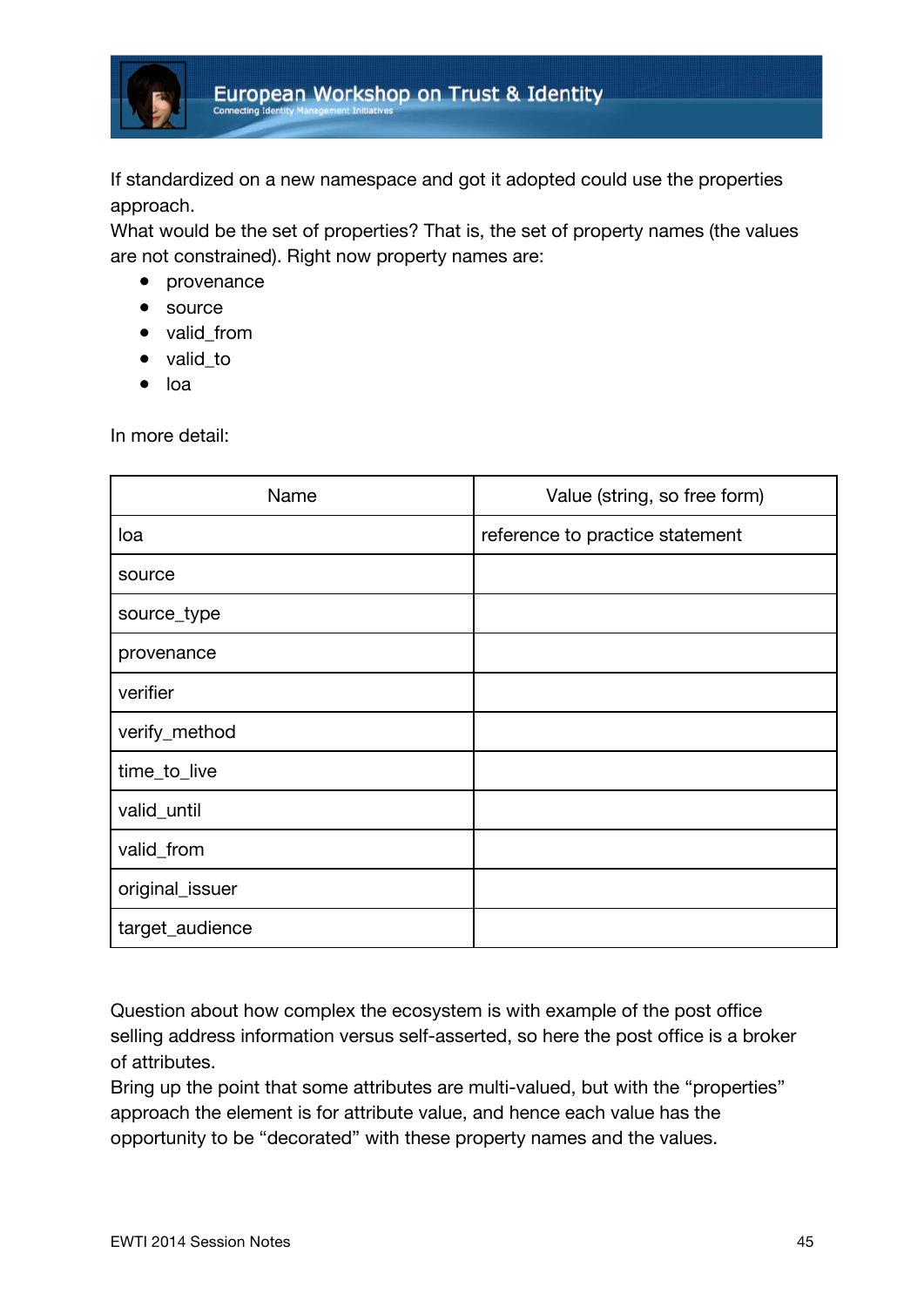If standardized on a new namespace and got it adopted could use the properties approach.
What would be the set of properties? That is, the set of property names (the values are not constrained). Right now property names are:

- provenance
- source
- valid_from
- valid_to
- loa

In more detail:

| Name | Value (string, so free form) |
|---|---|
| loa | reference to practice statement |
| source | |
| source_type | |
| provenance | |
| verifier | |
| verify_method | |
| time_to_live | |
| valid_until | |
| valid_from | |
| original_issuer | |
| target_audience | |

Question about how complex the ecosystem is with example of the post office selling address information versus self-asserted, so here the post office is a broker of attributes.
Bring up the point that some attributes are multi-valued, but with the “properties” approach the element is for attribute value, and hence each value has the opportunity to be “decorated” with these property names and the values.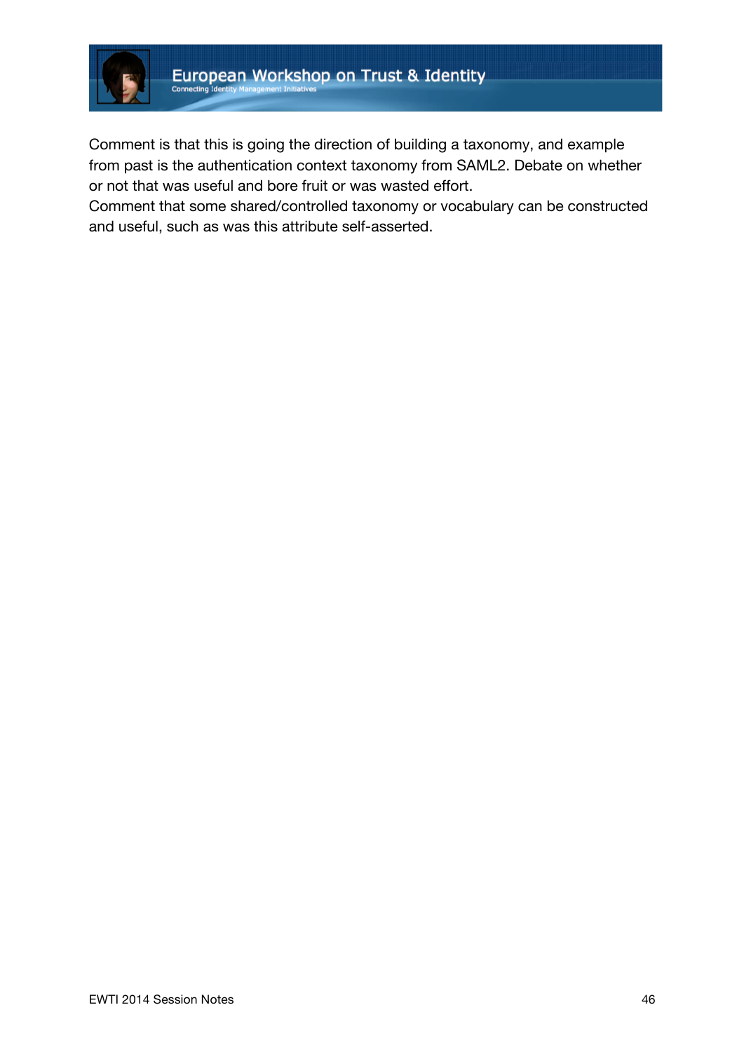Comment is that this is going the direction of building a taxonomy, and example from past is the authentication context taxonomy from SAML2. Debate on whether or not that was useful and bore fruit or was wasted effort.
Comment that some shared/controlled taxonomy or vocabulary can be constructed and useful, such as was this attribute self-asserted.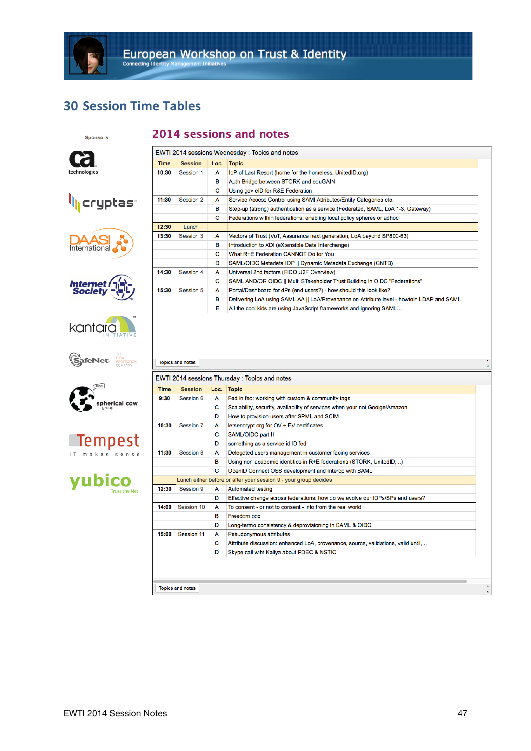# 30 Session Time Tables

## 2014 sessions and notes

Sponsors

EWTI 2014 sessions Wednesday : Topics and notes

| Time | Session | Loc. | Topic |
|---|---|---|---|
| 10:30 | Session 1 | A | IdP of Last Resort (home for the homeless, UnitedID.org) |
| | | B | Auth Bridge between STORK and eduGAIN |
| | | C | Using gov eID for R&E Federation |
| 11:30 | Session 2 | A | Service Access Control using SAMl Attributes/Entity Categories etc. |
| | | B | Step-up (strong) authentication as a service (Federated, SAML, LoA 1-3, Gateway) |
| | | C | Federations within federations: enabling local policy spheres or adhoc |
| 12:30 | Lunch | | |
| 13:30 | Session 3 | A | Vectors of Trust (VoT, Assurance next generation, LoA beyond SP800-63) |
| | | B | Introduction to XDI (eXtensible Data Interchange) |
| | | C | What R+E Federation CANNOT Do for You |
| | | D | SAML/OIDC Metadata IOP \|\| Dynamic Metadata Exchange (GNTB) |
| 14:30 | Session 4 | A | Universal 2nd factors (FIDO U2F Overview) |
| | | C | SAML AND/OR OIDC \|\| Multi STakeholder Trust Building in OIDC "Federations" |
| 15:30 | Session 5 | A | Portal/Dashboard for dPs (end users?) - how should this look like? |
| | | B | Delivering LoA using SAML AA \|\| LoA/Provenance on Attribute level - howtoin LDAP and SAML |
| | | E | All the cool kids are using JavaScript frameworks and ignoring SAML... |

Topics and notes

EWTI 2014 sessions Thursday : Topics and notes

| Time | Session | Loc. | Topic |
|---|---|---|---|
| 9:30 | Session 6 | A | Fed in fed: working with custom & community tags |
| | | C | Scalability, security, availability of services when your not Goolge/Amazon |
| | | D | How to provision users after SPML and SCIM |
| 10:30 | Session 7 | A | letsencrypt.org for OV + EV certificates |
| | | C | SAML/OIDC part II |
| | | D | something as a service id ID fed |
| 11:30 | Session 8 | A | Delegated users management in customer facing services |
| | | B | Using non-academic identities in R+E federations (STORK, UnitedID, ..) |
| | | C | OpenID Connect OSS development and Interop with SAML |
| | Lunch either before or after your session 9 - your group decides | | |
| 12:30 | Session 9 | A | Automated testing |
| | | D | Effective change across federations: how do we evolve our IDPs/SPs and users? |
| 14:00 | Session 10 | A | To consent - or not to consent - info from the real world |
| | | B | Freedom box |
| | | D | Long-termo consistency & deprovisioning in SAML & OIDC |
| 15:00 | Session 11 | A | Pseudonymous attributes |
| | | C | Attribute discussion: enhanced LoA, provenance, source, validations, valid until, .. |
| | | D | Skype call wiht Kaliya about PDEC & NSTIC |

Topics and notes